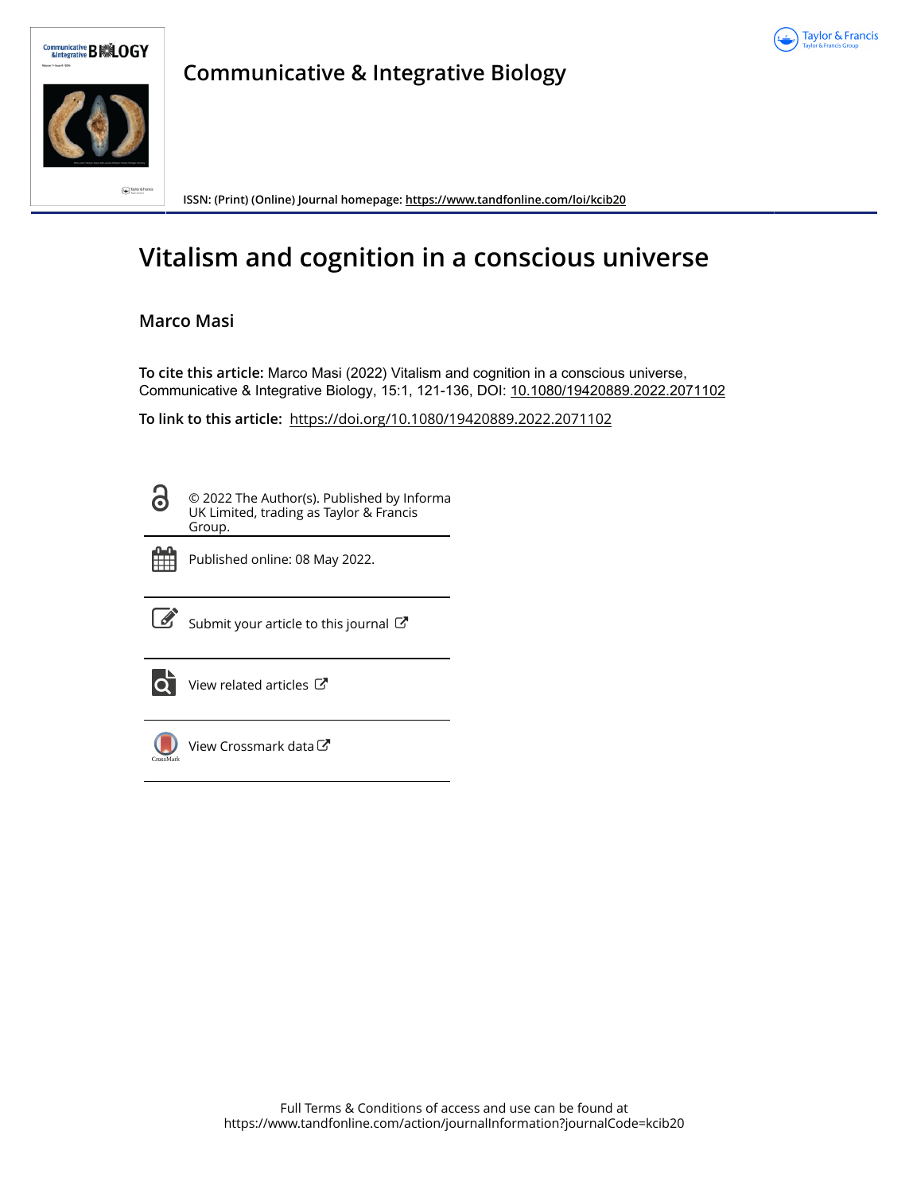# Communicative & Integrative Biology

ISSN: (Print) (Online) Journal homepage: https://www.tandfonline.com/loi/kcib20

# Vitalism and cognition in a conscious universe

**Marco Masi**

**To cite this article:** Marco Masi (2022) Vitalism and cognition in a conscious universe, Communicative & Integrative Biology, 15:1, 121-136, DOI: 10.1080/19420889.2022.2071102

**To link to this article:** https://doi.org/10.1080/19420889.2022.2071102

© 2022 The Author(s). Published by Informa UK Limited, trading as Taylor & Francis Group.

Published online: 08 May 2022.

Submit your article to this journal

View related articles

View Crossmark data

Full Terms & Conditions of access and use can be found at https://www.tandfonline.com/action/journalInformation?journalCode=kcib20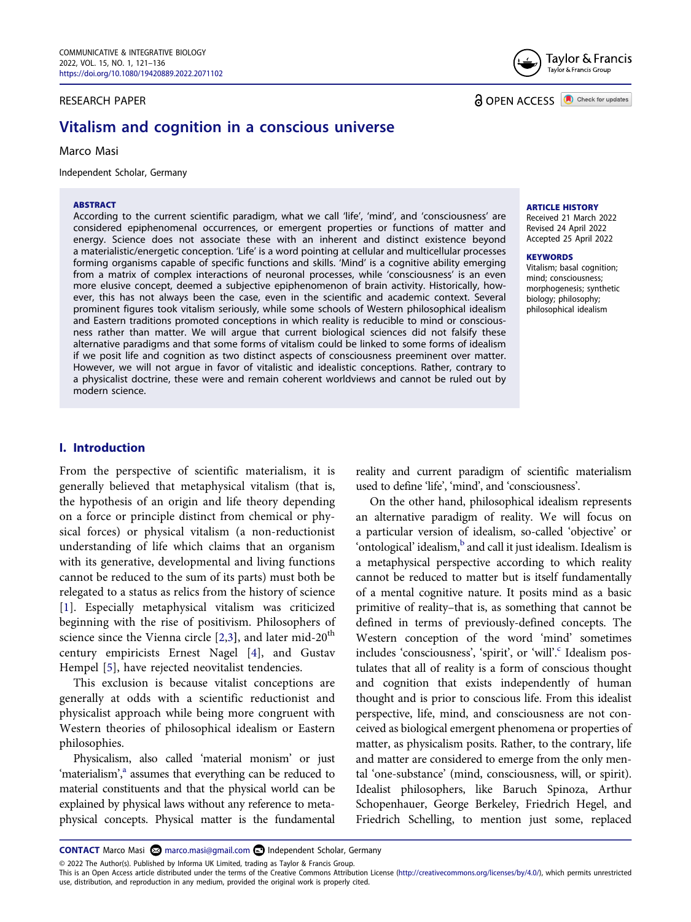# Vitalism and cognition in a conscious universe

Marco Masi

Independent Scholar, Germany

**ABSTRACT**

According to the current scientific paradigm, what we call 'life', 'mind', and 'consciousness' are considered epiphenomenal occurrences, or emergent properties or functions of matter and energy. Science does not associate these with an inherent and distinct existence beyond a materialistic/energetic conception. 'Life' is a word pointing at cellular and multicellular processes forming organisms capable of specific functions and skills. 'Mind' is a cognitive ability emerging from a matrix of complex interactions of neuronal processes, while 'consciousness' is an even more elusive concept, deemed a subjective epiphenomenon of brain activity. Historically, however, this has not always been the case, even in the scientific and academic context. Several prominent figures took vitalism seriously, while some schools of Western philosophical idealism and Eastern traditions promoted conceptions in which reality is reducible to mind or consciousness rather than matter. We will argue that current biological sciences did not falsify these alternative paradigms and that some forms of vitalism could be linked to some forms of idealism if we posit life and cognition as two distinct aspects of consciousness preeminent over matter. However, we will not argue in favor of vitalistic and idealistic conceptions. Rather, contrary to a physicalist doctrine, these were and remain coherent worldviews and cannot be ruled out by modern science.

**ARTICLE HISTORY**
Received 21 March 2022
Revised 24 April 2022
Accepted 25 April 2022

**KEYWORDS**
Vitalism; basal cognition; mind; consciousness; morphogenesis; synthetic biology; philosophy; philosophical idealism

## I. Introduction

From the perspective of scientific materialism, it is generally believed that metaphysical vitalism (that is, the hypothesis of an origin and life theory depending on a force or principle distinct from chemical or physical forces) or physical vitalism (a non-reductionist understanding of life which claims that an organism with its generative, developmental and living functions cannot be reduced to the sum of its parts) must both be relegated to a status as relics from the history of science [1]. Especially metaphysical vitalism was criticized beginning with the rise of positivism. Philosophers of science since the Vienna circle [2,3], and later mid-20th century empiricists Ernest Nagel [4], and Gustav Hempel [5], have rejected neovitalist tendencies.

This exclusion is because vitalist conceptions are generally at odds with a scientific reductionist and physicalist approach while being more congruent with Western theories of philosophical idealism or Eastern philosophies.

Physicalism, also called 'material monism' or just 'materialism',[a] assumes that everything can be reduced to material constituents and that the physical world can be explained by physical laws without any reference to metaphysical concepts. Physical matter is the fundamental reality and current paradigm of scientific materialism used to define 'life', 'mind', and 'consciousness'.

On the other hand, philosophical idealism represents an alternative paradigm of reality. We will focus on a particular version of idealism, so-called 'objective' or 'ontological' idealism,[b] and call it just idealism. Idealism is a metaphysical perspective according to which reality cannot be reduced to matter but is itself fundamentally of a mental cognitive nature. It posits mind as a basic primitive of reality–that is, as something that cannot be defined in terms of previously-defined concepts. The Western conception of the word 'mind' sometimes includes 'consciousness', 'spirit', or 'will'.[c] Idealism postulates that all of reality is a form of conscious thought and cognition that exists independently of human thought and is prior to conscious life. From this idealist perspective, life, mind, and consciousness are not conceived as biological emergent phenomena or properties of matter, as physicalism posits. Rather, to the contrary, life and matter are considered to emerge from the only mental 'one-substance' (mind, consciousness, will, or spirit). Idealist philosophers, like Baruch Spinoza, Arthur Schopenhauer, George Berkeley, Friedrich Hegel, and Friedrich Schelling, to mention just some, replaced

**CONTACT** Marco Masi marco.masi@gmail.com Independent Scholar, Germany

© 2022 The Author(s). Published by Informa UK Limited, trading as Taylor & Francis Group.
This is an Open Access article distributed under the terms of the Creative Commons Attribution License (http://creativecommons.org/licenses/by/4.0/), which permits unrestricted use, distribution, and reproduction in any medium, provided the original work is properly cited.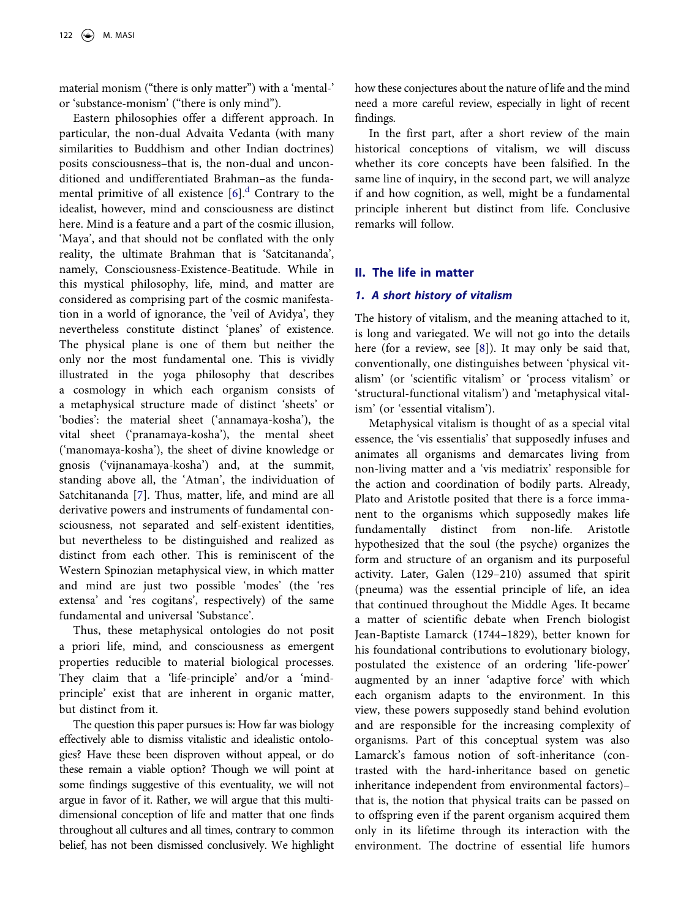material monism ("there is only matter") with a 'mental-' or 'substance-monism' ("there is only mind").

Eastern philosophies offer a different approach. In particular, the non-dual Advaita Vedanta (with many similarities to Buddhism and other Indian doctrines) posits consciousness–that is, the non-dual and unconditioned and undifferentiated Brahman–as the fundamental primitive of all existence [6].[d] Contrary to the idealist, however, mind and consciousness are distinct here. Mind is a feature and a part of the cosmic illusion, 'Maya', and that should not be conflated with the only reality, the ultimate Brahman that is 'Satcitananda', namely, Consciousness-Existence-Beatitude. While in this mystical philosophy, life, mind, and matter are considered as comprising part of the cosmic manifestation in a world of ignorance, the 'veil of Avidya', they nevertheless constitute distinct 'planes' of existence. The physical plane is one of them but neither the only nor the most fundamental one. This is vividly illustrated in the yoga philosophy that describes a cosmology in which each organism consists of a metaphysical structure made of distinct 'sheets' or 'bodies': the material sheet ('annamaya-kosha'), the vital sheet ('pranamaya-kosha'), the mental sheet ('manomaya-kosha'), the sheet of divine knowledge or gnosis ('vijnanamaya-kosha') and, at the summit, standing above all, the 'Atman', the individuation of Satchitananda [7]. Thus, matter, life, and mind are all derivative powers and instruments of fundamental consciousness, not separated and self-existent identities, but nevertheless to be distinguished and realized as distinct from each other. This is reminiscent of the Western Spinozian metaphysical view, in which matter and mind are just two possible 'modes' (the 'res extensa' and 'res cogitans', respectively) of the same fundamental and universal 'Substance'.

Thus, these metaphysical ontologies do not posit a priori life, mind, and consciousness as emergent properties reducible to material biological processes. They claim that a 'life-principle' and/or a 'mind-principle' exist that are inherent in organic matter, but distinct from it.

The question this paper pursues is: How far was biology effectively able to dismiss vitalistic and idealistic ontologies? Have these been disproven without appeal, or do these remain a viable option? Though we will point at some findings suggestive of this eventuality, we will not argue in favor of it. Rather, we will argue that this multidimensional conception of life and matter that one finds throughout all cultures and all times, contrary to common belief, has not been dismissed conclusively. We highlight how these conjectures about the nature of life and the mind need a more careful review, especially in light of recent findings.

In the first part, after a short review of the main historical conceptions of vitalism, we will discuss whether its core concepts have been falsified. In the same line of inquiry, in the second part, we will analyze if and how cognition, as well, might be a fundamental principle inherent but distinct from life. Conclusive remarks will follow.

## II. The life in matter

### *1. A short history of vitalism*

The history of vitalism, and the meaning attached to it, is long and variegated. We will not go into the details here (for a review, see [8]). It may only be said that, conventionally, one distinguishes between 'physical vitalism' (or 'scientific vitalism' or 'process vitalism' or 'structural-functional vitalism') and 'metaphysical vitalism' (or 'essential vitalism').

Metaphysical vitalism is thought of as a special vital essence, the 'vis essentialis' that supposedly infuses and animates all organisms and demarcates living from non-living matter and a 'vis mediatrix' responsible for the action and coordination of bodily parts. Already, Plato and Aristotle posited that there is a force immanent to the organisms which supposedly makes life fundamentally distinct from non-life. Aristotle hypothesized that the soul (the psyche) organizes the form and structure of an organism and its purposeful activity. Later, Galen (129–210) assumed that spirit (pneuma) was the essential principle of life, an idea that continued throughout the Middle Ages. It became a matter of scientific debate when French biologist Jean-Baptiste Lamarck (1744–1829), better known for his foundational contributions to evolutionary biology, postulated the existence of an ordering 'life-power' augmented by an inner 'adaptive force' with which each organism adapts to the environment. In this view, these powers supposedly stand behind evolution and are responsible for the increasing complexity of organisms. Part of this conceptual system was also Lamarck's famous notion of soft-inheritance (contrasted with the hard-inheritance based on genetic inheritance independent from environmental factors)–that is, the notion that physical traits can be passed on to offspring even if the parent organism acquired them only in its lifetime through its interaction with the environment. The doctrine of essential life humors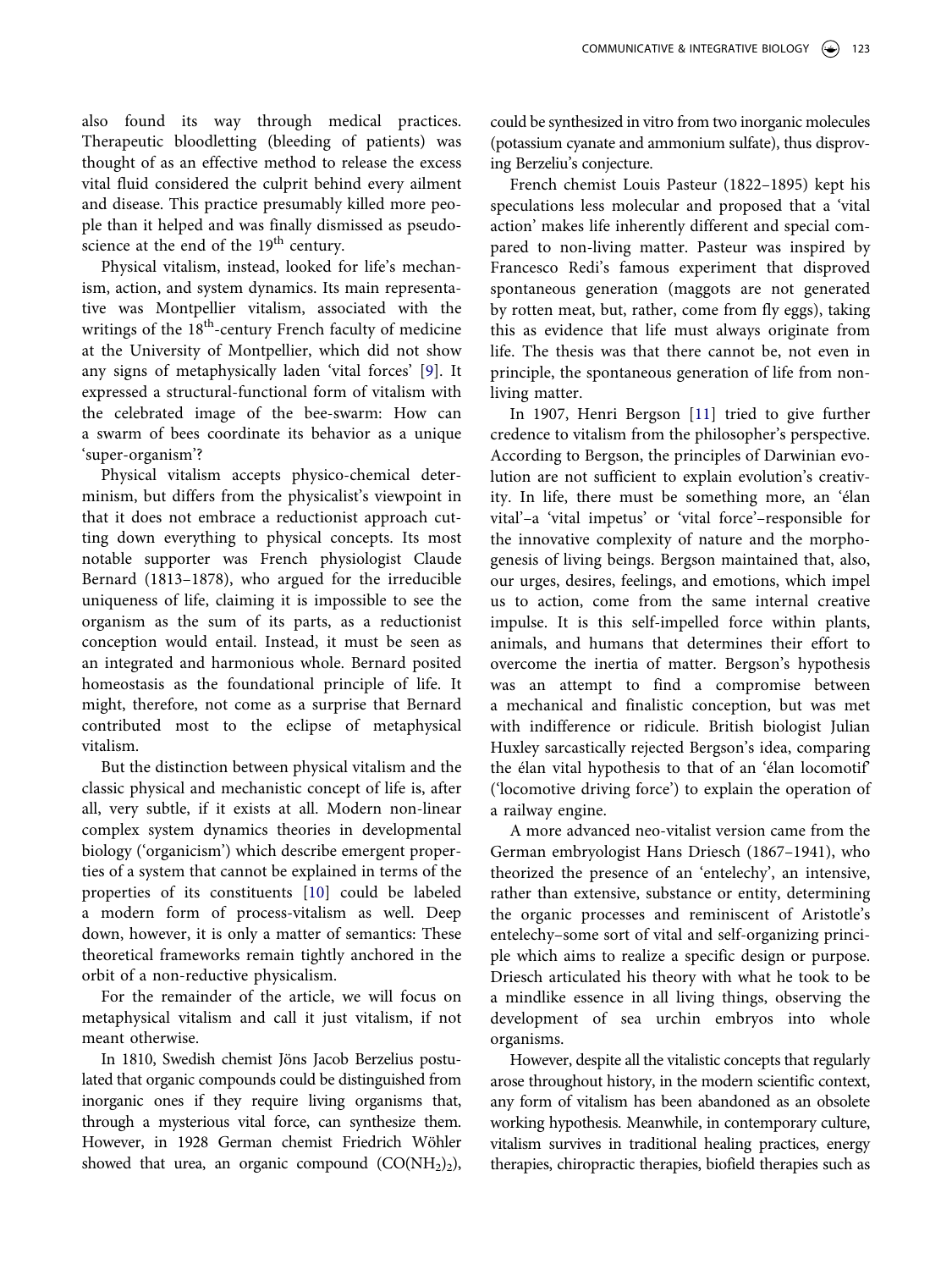also found its way through medical practices. Therapeutic bloodletting (bleeding of patients) was thought of as an effective method to release the excess vital fluid considered the culprit behind every ailment and disease. This practice presumably killed more people than it helped and was finally dismissed as pseudoscience at the end of the 19th century.

Physical vitalism, instead, looked for life's mechanism, action, and system dynamics. Its main representative was Montpellier vitalism, associated with the writings of the 18th-century French faculty of medicine at the University of Montpellier, which did not show any signs of metaphysically laden 'vital forces' [9]. It expressed a structural-functional form of vitalism with the celebrated image of the bee-swarm: How can a swarm of bees coordinate its behavior as a unique 'super-organism'?

Physical vitalism accepts physico-chemical determinism, but differs from the physicalist's viewpoint in that it does not embrace a reductionist approach cutting down everything to physical concepts. Its most notable supporter was French physiologist Claude Bernard (1813–1878), who argued for the irreducible uniqueness of life, claiming it is impossible to see the organism as the sum of its parts, as a reductionist conception would entail. Instead, it must be seen as an integrated and harmonious whole. Bernard posited homeostasis as the foundational principle of life. It might, therefore, not come as a surprise that Bernard contributed most to the eclipse of metaphysical vitalism.

But the distinction between physical vitalism and the classic physical and mechanistic concept of life is, after all, very subtle, if it exists at all. Modern non-linear complex system dynamics theories in developmental biology ('organicism') which describe emergent properties of a system that cannot be explained in terms of the properties of its constituents [10] could be labeled a modern form of process-vitalism as well. Deep down, however, it is only a matter of semantics: These theoretical frameworks remain tightly anchored in the orbit of a non-reductive physicalism.

For the remainder of the article, we will focus on metaphysical vitalism and call it just vitalism, if not meant otherwise.

In 1810, Swedish chemist Jöns Jacob Berzelius postulated that organic compounds could be distinguished from inorganic ones if they require living organisms that, through a mysterious vital force, can synthesize them. However, in 1928 German chemist Friedrich Wöhler showed that urea, an organic compound ($CO(NH_2)_2$), could be synthesized in vitro from two inorganic molecules (potassium cyanate and ammonium sulfate), thus disproving Berzeliu's conjecture.

French chemist Louis Pasteur (1822–1895) kept his speculations less molecular and proposed that a 'vital action' makes life inherently different and special compared to non-living matter. Pasteur was inspired by Francesco Redi's famous experiment that disproved spontaneous generation (maggots are not generated by rotten meat, but, rather, come from fly eggs), taking this as evidence that life must always originate from life. The thesis was that there cannot be, not even in principle, the spontaneous generation of life from non-living matter.

In 1907, Henri Bergson [11] tried to give further credence to vitalism from the philosopher's perspective. According to Bergson, the principles of Darwinian evolution are not sufficient to explain evolution's creativity. In life, there must be something more, an 'élan vital'–a 'vital impetus' or 'vital force'–responsible for the innovative complexity of nature and the morphogenesis of living beings. Bergson maintained that, also, our urges, desires, feelings, and emotions, which impel us to action, come from the same internal creative impulse. It is this self-impelled force within plants, animals, and humans that determines their effort to overcome the inertia of matter. Bergson's hypothesis was an attempt to find a compromise between a mechanical and finalistic conception, but was met with indifference or ridicule. British biologist Julian Huxley sarcastically rejected Bergson's idea, comparing the élan vital hypothesis to that of an 'élan locomotif' ('locomotive driving force') to explain the operation of a railway engine.

A more advanced neo-vitalist version came from the German embryologist Hans Driesch (1867–1941), who theorized the presence of an 'entelechy', an intensive, rather than extensive, substance or entity, determining the organic processes and reminiscent of Aristotle's entelechy–some sort of vital and self-organizing principle which aims to realize a specific design or purpose. Driesch articulated his theory with what he took to be a mindlike essence in all living things, observing the development of sea urchin embryos into whole organisms.

However, despite all the vitalistic concepts that regularly arose throughout history, in the modern scientific context, any form of vitalism has been abandoned as an obsolete working hypothesis. Meanwhile, in contemporary culture, vitalism survives in traditional healing practices, energy therapies, chiropractic therapies, biofield therapies such as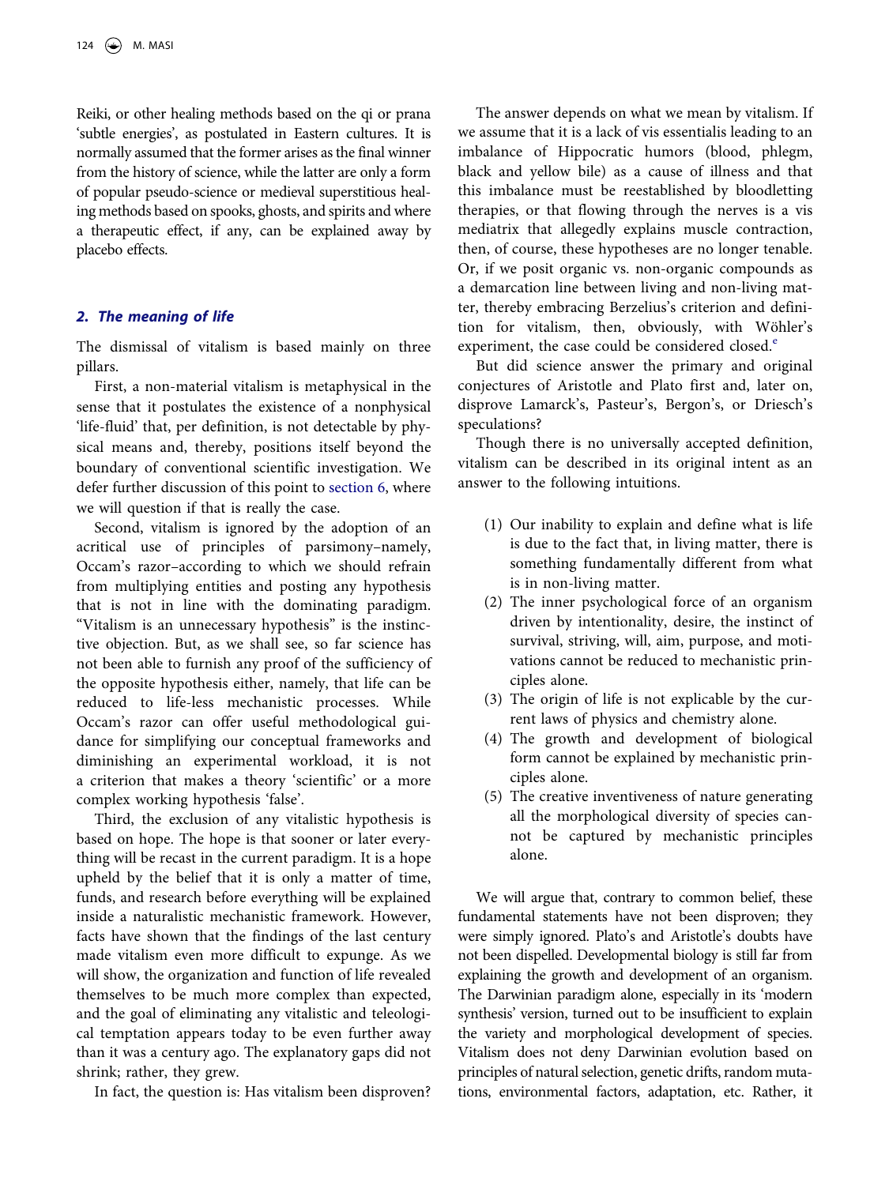Reiki, or other healing methods based on the qi or prana 'subtle energies', as postulated in Eastern cultures. It is normally assumed that the former arises as the final winner from the history of science, while the latter are only a form of popular pseudo-science or medieval superstitious healing methods based on spooks, ghosts, and spirits and where a therapeutic effect, if any, can be explained away by placebo effects.

## 2. The meaning of life

The dismissal of vitalism is based mainly on three pillars.

First, a non-material vitalism is metaphysical in the sense that it postulates the existence of a nonphysical 'life-fluid' that, per definition, is not detectable by physical means and, thereby, positions itself beyond the boundary of conventional scientific investigation. We defer further discussion of this point to section 6, where we will question if that is really the case.

Second, vitalism is ignored by the adoption of an acritical use of principles of parsimony–namely, Occam's razor–according to which we should refrain from multiplying entities and posting any hypothesis that is not in line with the dominating paradigm. "Vitalism is an unnecessary hypothesis" is the instinctive objection. But, as we shall see, so far science has not been able to furnish any proof of the sufficiency of the opposite hypothesis either, namely, that life can be reduced to life-less mechanistic processes. While Occam's razor can offer useful methodological guidance for simplifying our conceptual frameworks and diminishing an experimental workload, it is not a criterion that makes a theory 'scientific' or a more complex working hypothesis 'false'.

Third, the exclusion of any vitalistic hypothesis is based on hope. The hope is that sooner or later everything will be recast in the current paradigm. It is a hope upheld by the belief that it is only a matter of time, funds, and research before everything will be explained inside a naturalistic mechanistic framework. However, facts have shown that the findings of the last century made vitalism even more difficult to expunge. As we will show, the organization and function of life revealed themselves to be much more complex than expected, and the goal of eliminating any vitalistic and teleological temptation appears today to be even further away than it was a century ago. The explanatory gaps did not shrink; rather, they grew.

In fact, the question is: Has vitalism been disproven?

The answer depends on what we mean by vitalism. If we assume that it is a lack of vis essentialis leading to an imbalance of Hippocratic humors (blood, phlegm, black and yellow bile) as a cause of illness and that this imbalance must be reestablished by bloodletting therapies, or that flowing through the nerves is a vis mediatrix that allegedly explains muscle contraction, then, of course, these hypotheses are no longer tenable. Or, if we posit organic vs. non-organic compounds as a demarcation line between living and non-living matter, thereby embracing Berzelius's criterion and definition for vitalism, then, obviously, with Wöhler's experiment, the case could be considered closed.[e]

But did science answer the primary and original conjectures of Aristotle and Plato first and, later on, disprove Lamarck's, Pasteur's, Bergon's, or Driesch's speculations?

Though there is no universally accepted definition, vitalism can be described in its original intent as an answer to the following intuitions.

1. Our inability to explain and define what is life is due to the fact that, in living matter, there is something fundamentally different from what is in non-living matter.
2. The inner psychological force of an organism driven by intentionality, desire, the instinct of survival, striving, will, aim, purpose, and motivations cannot be reduced to mechanistic principles alone.
3. The origin of life is not explicable by the current laws of physics and chemistry alone.
4. The growth and development of biological form cannot be explained by mechanistic principles alone.
5. The creative inventiveness of nature generating all the morphological diversity of species cannot be captured by mechanistic principles alone.

We will argue that, contrary to common belief, these fundamental statements have not been disproven; they were simply ignored. Plato's and Aristotle's doubts have not been dispelled. Developmental biology is still far from explaining the growth and development of an organism. The Darwinian paradigm alone, especially in its 'modern synthesis' version, turned out to be insufficient to explain the variety and morphological development of species. Vitalism does not deny Darwinian evolution based on principles of natural selection, genetic drifts, random mutations, environmental factors, adaptation, etc. Rather, it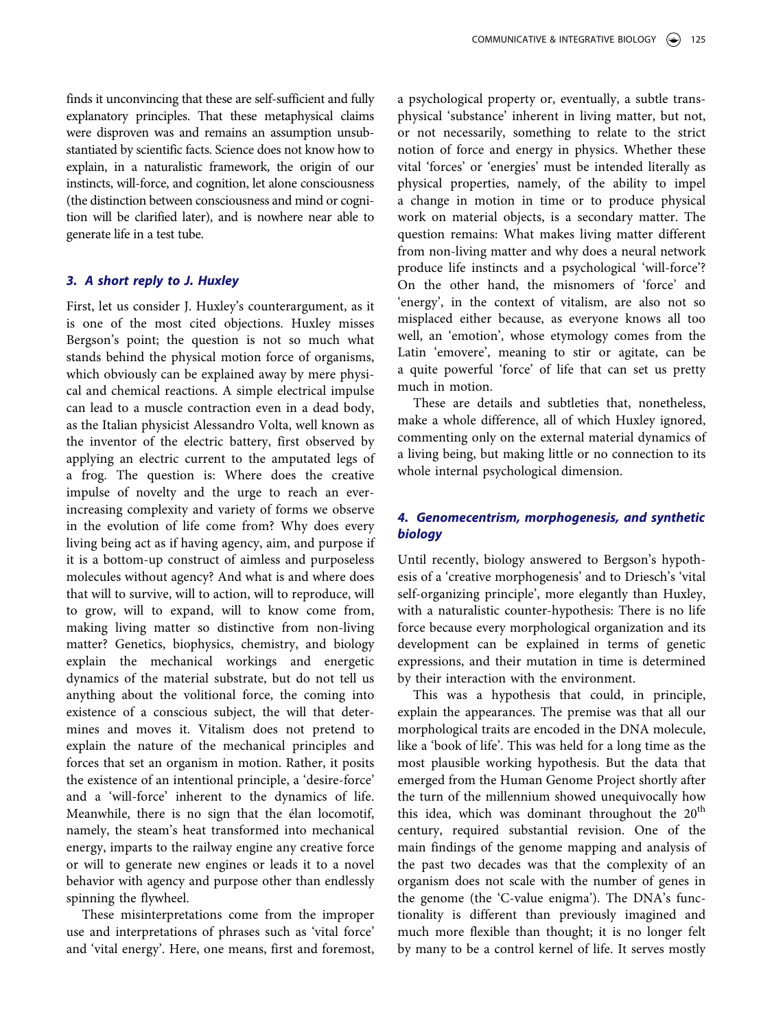finds it unconvincing that these are self-sufficient and fully explanatory principles. That these metaphysical claims were disproven was and remains an assumption unsubstantiated by scientific facts. Science does not know how to explain, in a naturalistic framework, the origin of our instincts, will-force, and cognition, let alone consciousness (the distinction between consciousness and mind or cognition will be clarified later), and is nowhere near able to generate life in a test tube.

## 3. A short reply to J. Huxley

First, let us consider J. Huxley's counterargument, as it is one of the most cited objections. Huxley misses Bergson's point; the question is not so much what stands behind the physical motion force of organisms, which obviously can be explained away by mere physical and chemical reactions. A simple electrical impulse can lead to a muscle contraction even in a dead body, as the Italian physicist Alessandro Volta, well known as the inventor of the electric battery, first observed by applying an electric current to the amputated legs of a frog. The question is: Where does the creative impulse of novelty and the urge to reach an ever-increasing complexity and variety of forms we observe in the evolution of life come from? Why does every living being act as if having agency, aim, and purpose if it is a bottom-up construct of aimless and purposeless molecules without agency? And what is and where does that will to survive, will to action, will to reproduce, will to grow, will to expand, will to know come from, making living matter so distinctive from non-living matter? Genetics, biophysics, chemistry, and biology explain the mechanical workings and energetic dynamics of the material substrate, but do not tell us anything about the volitional force, the coming into existence of a conscious subject, the will that determines and moves it. Vitalism does not pretend to explain the nature of the mechanical principles and forces that set an organism in motion. Rather, it posits the existence of an intentional principle, a 'desire-force' and a 'will-force' inherent to the dynamics of life. Meanwhile, there is no sign that the élan locomotif, namely, the steam's heat transformed into mechanical energy, imparts to the railway engine any creative force or will to generate new engines or leads it to a novel behavior with agency and purpose other than endlessly spinning the flywheel.

These misinterpretations come from the improper use and interpretations of phrases such as 'vital force' and 'vital energy'. Here, one means, first and foremost, a psychological property or, eventually, a subtle trans-physical 'substance' inherent in living matter, but not, or not necessarily, something to relate to the strict notion of force and energy in physics. Whether these vital 'forces' or 'energies' must be intended literally as physical properties, namely, of the ability to impel a change in motion in time or to produce physical work on material objects, is a secondary matter. The question remains: What makes living matter different from non-living matter and why does a neural network produce life instincts and a psychological 'will-force'? On the other hand, the misnomers of 'force' and 'energy', in the context of vitalism, are also not so misplaced either because, as everyone knows all too well, an 'emotion', whose etymology comes from the Latin 'emovere', meaning to stir or agitate, can be a quite powerful 'force' of life that can set us pretty much in motion.

These are details and subtleties that, nonetheless, make a whole difference, all of which Huxley ignored, commenting only on the external material dynamics of a living being, but making little or no connection to its whole internal psychological dimension.

## 4. Genomecentrism, morphogenesis, and synthetic biology

Until recently, biology answered to Bergson's hypothesis of a 'creative morphogenesis' and to Driesch's 'vital self-organizing principle', more elegantly than Huxley, with a naturalistic counter-hypothesis: There is no life force because every morphological organization and its development can be explained in terms of genetic expressions, and their mutation in time is determined by their interaction with the environment.

This was a hypothesis that could, in principle, explain the appearances. The premise was that all our morphological traits are encoded in the DNA molecule, like a 'book of life'. This was held for a long time as the most plausible working hypothesis. But the data that emerged from the Human Genome Project shortly after the turn of the millennium showed unequivocally how this idea, which was dominant throughout the 20th century, required substantial revision. One of the main findings of the genome mapping and analysis of the past two decades was that the complexity of an organism does not scale with the number of genes in the genome (the 'C-value enigma'). The DNA's functionality is different than previously imagined and much more flexible than thought; it is no longer felt by many to be a control kernel of life. It serves mostly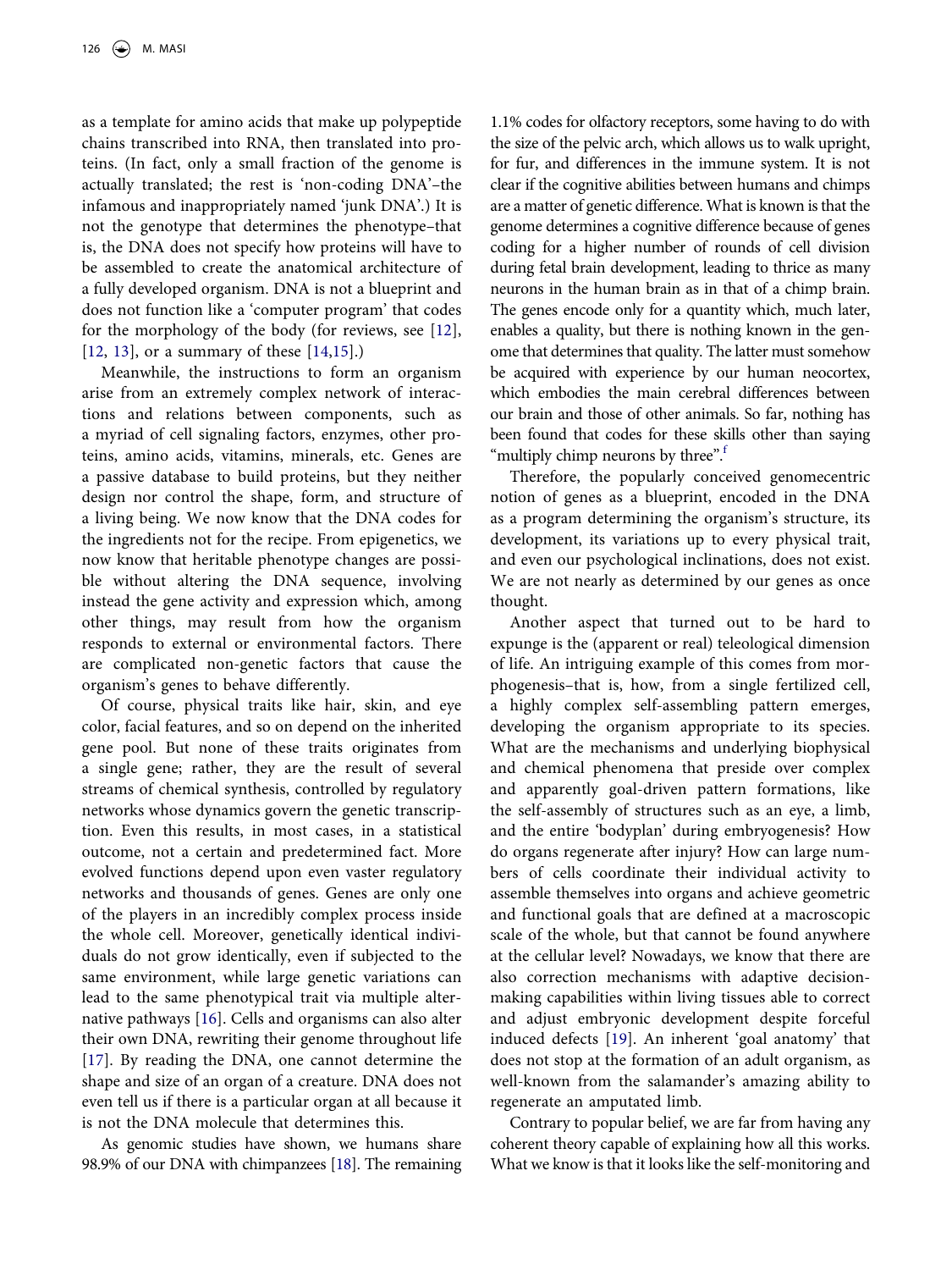as a template for amino acids that make up polypeptide chains transcribed into RNA, then translated into proteins. (In fact, only a small fraction of the genome is actually translated; the rest is 'non-coding DNA'–the infamous and inappropriately named 'junk DNA'.) It is not the genotype that determines the phenotype–that is, the DNA does not specify how proteins will have to be assembled to create the anatomical architecture of a fully developed organism. DNA is not a blueprint and does not function like a 'computer program' that codes for the morphology of the body (for reviews, see [12], [12, 13], or a summary of these [14,15].)

Meanwhile, the instructions to form an organism arise from an extremely complex network of interactions and relations between components, such as a myriad of cell signaling factors, enzymes, other proteins, amino acids, vitamins, minerals, etc. Genes are a passive database to build proteins, but they neither design nor control the shape, form, and structure of a living being. We now know that the DNA codes for the ingredients not for the recipe. From epigenetics, we now know that heritable phenotype changes are possible without altering the DNA sequence, involving instead the gene activity and expression which, among other things, may result from how the organism responds to external or environmental factors. There are complicated non-genetic factors that cause the organism's genes to behave differently.

Of course, physical traits like hair, skin, and eye color, facial features, and so on depend on the inherited gene pool. But none of these traits originates from a single gene; rather, they are the result of several streams of chemical synthesis, controlled by regulatory networks whose dynamics govern the genetic transcription. Even this results, in most cases, in a statistical outcome, not a certain and predetermined fact. More evolved functions depend upon even vaster regulatory networks and thousands of genes. Genes are only one of the players in an incredibly complex process inside the whole cell. Moreover, genetically identical individuals do not grow identically, even if subjected to the same environment, while large genetic variations can lead to the same phenotypical trait via multiple alternative pathways [16]. Cells and organisms can also alter their own DNA, rewriting their genome throughout life [17]. By reading the DNA, one cannot determine the shape and size of an organ of a creature. DNA does not even tell us if there is a particular organ at all because it is not the DNA molecule that determines this.

As genomic studies have shown, we humans share 98.9% of our DNA with chimpanzees [18]. The remaining 1.1% codes for olfactory receptors, some having to do with the size of the pelvic arch, which allows us to walk upright, for fur, and differences in the immune system. It is not clear if the cognitive abilities between humans and chimps are a matter of genetic difference. What is known is that the genome determines a cognitive difference because of genes coding for a higher number of rounds of cell division during fetal brain development, leading to thrice as many neurons in the human brain as in that of a chimp brain. The genes encode only for a quantity which, much later, enables a quality, but there is nothing known in the genome that determines that quality. The latter must somehow be acquired with experience by our human neocortex, which embodies the main cerebral differences between our brain and those of other animals. So far, nothing has been found that codes for these skills other than saying "multiply chimp neurons by three".[f]

Therefore, the popularly conceived genomecentric notion of genes as a blueprint, encoded in the DNA as a program determining the organism's structure, its development, its variations up to every physical trait, and even our psychological inclinations, does not exist. We are not nearly as determined by our genes as once thought.

Another aspect that turned out to be hard to expunge is the (apparent or real) teleological dimension of life. An intriguing example of this comes from morphogenesis–that is, how, from a single fertilized cell, a highly complex self-assembling pattern emerges, developing the organism appropriate to its species. What are the mechanisms and underlying biophysical and chemical phenomena that preside over complex and apparently goal-driven pattern formations, like the self-assembly of structures such as an eye, a limb, and the entire 'bodyplan' during embryogenesis? How do organs regenerate after injury? How can large numbers of cells coordinate their individual activity to assemble themselves into organs and achieve geometric and functional goals that are defined at a macroscopic scale of the whole, but that cannot be found anywhere at the cellular level? Nowadays, we know that there are also correction mechanisms with adaptive decision-making capabilities within living tissues able to correct and adjust embryonic development despite forceful induced defects [19]. An inherent 'goal anatomy' that does not stop at the formation of an adult organism, as well-known from the salamander's amazing ability to regenerate an amputated limb.

Contrary to popular belief, we are far from having any coherent theory capable of explaining how all this works. What we know is that it looks like the self-monitoring and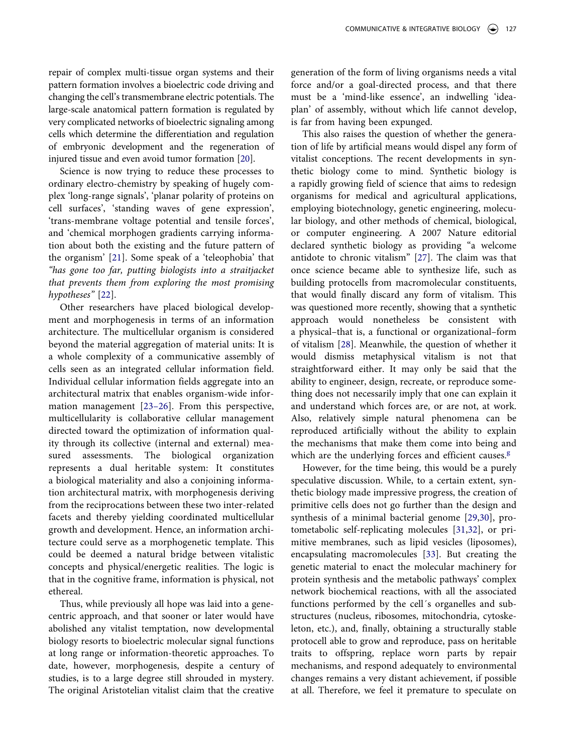repair of complex multi-tissue organ systems and their pattern formation involves a bioelectric code driving and changing the cell's transmembrane electric potentials. The large-scale anatomical pattern formation is regulated by very complicated networks of bioelectric signaling among cells which determine the differentiation and regulation of embryonic development and the regeneration of injured tissue and even avoid tumor formation [20].

Science is now trying to reduce these processes to ordinary electro-chemistry by speaking of hugely complex 'long-range signals', 'planar polarity of proteins on cell surfaces', 'standing waves of gene expression', 'trans-membrane voltage potential and tensile forces', and 'chemical morphogen gradients carrying information about both the existing and the future pattern of the organism' [21]. Some speak of a 'teleophobia' that *"has gone too far, putting biologists into a straitjacket that prevents them from exploring the most promising hypotheses"* [22].

Other researchers have placed biological development and morphogenesis in terms of an information architecture. The multicellular organism is considered beyond the material aggregation of material units: It is a whole complexity of a communicative assembly of cells seen as an integrated cellular information field. Individual cellular information fields aggregate into an architectural matrix that enables organism-wide information management [23–26]. From this perspective, multicellularity is collaborative cellular management directed toward the optimization of information quality through its collective (internal and external) measured assessments. The biological organization represents a dual heritable system: It constitutes a biological materiality and also a conjoining information architectural matrix, with morphogenesis deriving from the reciprocations between these two inter-related facets and thereby yielding coordinated multicellular growth and development. Hence, an information architecture could serve as a morphogenetic template. This could be deemed a natural bridge between vitalistic concepts and physical/energetic realities. The logic is that in the cognitive frame, information is physical, not ethereal.

Thus, while previously all hope was laid into a gene-centric approach, and that sooner or later would have abolished any vitalist temptation, now developmental biology resorts to bioelectric molecular signal functions at long range or information-theoretic approaches. To date, however, morphogenesis, despite a century of studies, is to a large degree still shrouded in mystery. The original Aristotelian vitalist claim that the creative generation of the form of living organisms needs a vital force and/or a goal-directed process, and that there must be a 'mind-like essence', an indwelling 'idea-plan' of assembly, without which life cannot develop, is far from having been expunged.

This also raises the question of whether the generation of life by artificial means would dispel any form of vitalist conceptions. The recent developments in synthetic biology come to mind. Synthetic biology is a rapidly growing field of science that aims to redesign organisms for medical and agricultural applications, employing biotechnology, genetic engineering, molecular biology, and other methods of chemical, biological, or computer engineering. A 2007 Nature editorial declared synthetic biology as providing "a welcome antidote to chronic vitalism" [27]. The claim was that once science became able to synthesize life, such as building protocells from macromolecular constituents, that would finally discard any form of vitalism. This was questioned more recently, showing that a synthetic approach would nonetheless be consistent with a physical–that is, a functional or organizational–form of vitalism [28]. Meanwhile, the question of whether it would dismiss metaphysical vitalism is not that straightforward either. It may only be said that the ability to engineer, design, recreate, or reproduce something does not necessarily imply that one can explain it and understand which forces are, or are not, at work. Also, relatively simple natural phenomena can be reproduced artificially without the ability to explain the mechanisms that make them come into being and which are the underlying forces and efficient causes.[g]

However, for the time being, this would be a purely speculative discussion. While, to a certain extent, synthetic biology made impressive progress, the creation of primitive cells does not go further than the design and synthesis of a minimal bacterial genome [29,30], protometabolic self-replicating molecules [31,32], or primitive membranes, such as lipid vesicles (liposomes), encapsulating macromolecules [33]. But creating the genetic material to enact the molecular machinery for protein synthesis and the metabolic pathways' complex network biochemical reactions, with all the associated functions performed by the cell´s organelles and substructures (nucleus, ribosomes, mitochondria, cytoskeleton, etc.), and, finally, obtaining a structurally stable protocell able to grow and reproduce, pass on heritable traits to offspring, replace worn parts by repair mechanisms, and respond adequately to environmental changes remains a very distant achievement, if possible at all. Therefore, we feel it premature to speculate on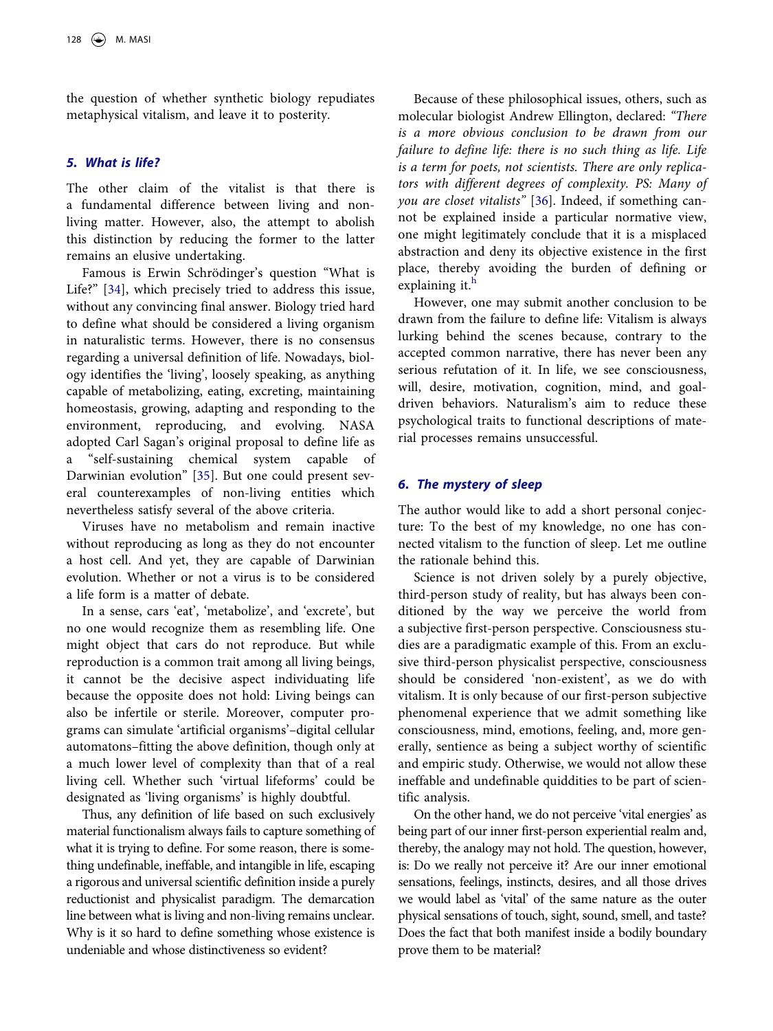the question of whether synthetic biology repudiates metaphysical vitalism, and leave it to posterity.

## 5. What is life?

The other claim of the vitalist is that there is a fundamental difference between living and non-living matter. However, also, the attempt to abolish this distinction by reducing the former to the latter remains an elusive undertaking.

Famous is Erwin Schrödinger's question "What is Life?" [34], which precisely tried to address this issue, without any convincing final answer. Biology tried hard to define what should be considered a living organism in naturalistic terms. However, there is no consensus regarding a universal definition of life. Nowadays, biology identifies the 'living', loosely speaking, as anything capable of metabolizing, eating, excreting, maintaining homeostasis, growing, adapting and responding to the environment, reproducing, and evolving. NASA adopted Carl Sagan's original proposal to define life as a "self-sustaining chemical system capable of Darwinian evolution" [35]. But one could present several counterexamples of non-living entities which nevertheless satisfy several of the above criteria.

Viruses have no metabolism and remain inactive without reproducing as long as they do not encounter a host cell. And yet, they are capable of Darwinian evolution. Whether or not a virus is to be considered a life form is a matter of debate.

In a sense, cars 'eat', 'metabolize', and 'excrete', but no one would recognize them as resembling life. One might object that cars do not reproduce. But while reproduction is a common trait among all living beings, it cannot be the decisive aspect individuating life because the opposite does not hold: Living beings can also be infertile or sterile. Moreover, computer programs can simulate 'artificial organisms'–digital cellular automatons–fitting the above definition, though only at a much lower level of complexity than that of a real living cell. Whether such 'virtual lifeforms' could be designated as 'living organisms' is highly doubtful.

Thus, any definition of life based on such exclusively material functionalism always fails to capture something of what it is trying to define. For some reason, there is something undefinable, ineffable, and intangible in life, escaping a rigorous and universal scientific definition inside a purely reductionist and physicalist paradigm. The demarcation line between what is living and non-living remains unclear. Why is it so hard to define something whose existence is undeniable and whose distinctiveness so evident?

Because of these philosophical issues, others, such as molecular biologist Andrew Ellington, declared: *"There is a more obvious conclusion to be drawn from our failure to define life: there is no such thing as life. Life is a term for poets, not scientists. There are only replicators with different degrees of complexity. PS: Many of you are closet vitalists"* [36]. Indeed, if something cannot be explained inside a particular normative view, one might legitimately conclude that it is a misplaced abstraction and deny its objective existence in the first place, thereby avoiding the burden of defining or explaining it.[h]

However, one may submit another conclusion to be drawn from the failure to define life: Vitalism is always lurking behind the scenes because, contrary to the accepted common narrative, there has never been any serious refutation of it. In life, we see consciousness, will, desire, motivation, cognition, mind, and goal-driven behaviors. Naturalism's aim to reduce these psychological traits to functional descriptions of material processes remains unsuccessful.

## 6. The mystery of sleep

The author would like to add a short personal conjecture: To the best of my knowledge, no one has connected vitalism to the function of sleep. Let me outline the rationale behind this.

Science is not driven solely by a purely objective, third-person study of reality, but has always been conditioned by the way we perceive the world from a subjective first-person perspective. Consciousness studies are a paradigmatic example of this. From an exclusive third-person physicalist perspective, consciousness should be considered 'non-existent', as we do with vitalism. It is only because of our first-person subjective phenomenal experience that we admit something like consciousness, mind, emotions, feeling, and, more generally, sentience as being a subject worthy of scientific and empiric study. Otherwise, we would not allow these ineffable and undefinable quiddities to be part of scientific analysis.

On the other hand, we do not perceive 'vital energies' as being part of our inner first-person experiential realm and, thereby, the analogy may not hold. The question, however, is: Do we really not perceive it? Are our inner emotional sensations, feelings, instincts, desires, and all those drives we would label as 'vital' of the same nature as the outer physical sensations of touch, sight, sound, smell, and taste? Does the fact that both manifest inside a bodily boundary prove them to be material?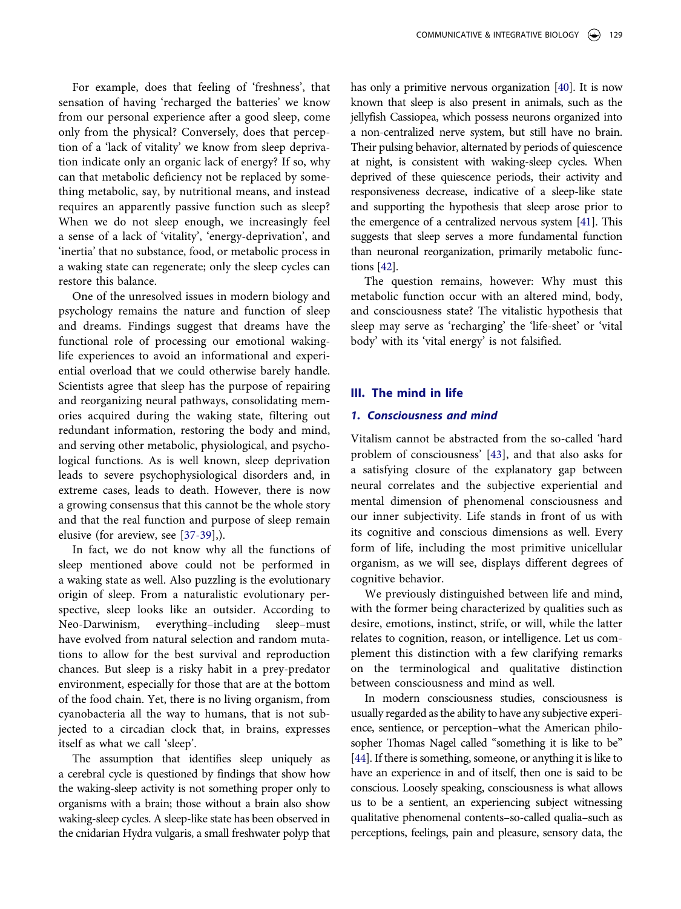For example, does that feeling of 'freshness', that sensation of having 'recharged the batteries' we know from our personal experience after a good sleep, come only from the physical? Conversely, does that perception of a 'lack of vitality' we know from sleep deprivation indicate only an organic lack of energy? If so, why can that metabolic deficiency not be replaced by something metabolic, say, by nutritional means, and instead requires an apparently passive function such as sleep? When we do not sleep enough, we increasingly feel a sense of a lack of 'vitality', 'energy-deprivation', and 'inertia' that no substance, food, or metabolic process in a waking state can regenerate; only the sleep cycles can restore this balance.

One of the unresolved issues in modern biology and psychology remains the nature and function of sleep and dreams. Findings suggest that dreams have the functional role of processing our emotional waking-life experiences to avoid an informational and experiential overload that we could otherwise barely handle. Scientists agree that sleep has the purpose of repairing and reorganizing neural pathways, consolidating memories acquired during the waking state, filtering out redundant information, restoring the body and mind, and serving other metabolic, physiological, and psychological functions. As is well known, sleep deprivation leads to severe psychophysiological disorders and, in extreme cases, leads to death. However, there is now a growing consensus that this cannot be the whole story and that the real function and purpose of sleep remain elusive (for areview, see [37-39],).

In fact, we do not know why all the functions of sleep mentioned above could not be performed in a waking state as well. Also puzzling is the evolutionary origin of sleep. From a naturalistic evolutionary perspective, sleep looks like an outsider. According to Neo-Darwinism, everything–including sleep–must have evolved from natural selection and random mutations to allow for the best survival and reproduction chances. But sleep is a risky habit in a prey-predator environment, especially for those that are at the bottom of the food chain. Yet, there is no living organism, from cyanobacteria all the way to humans, that is not subjected to a circadian clock that, in brains, expresses itself as what we call 'sleep'.

The assumption that identifies sleep uniquely as a cerebral cycle is questioned by findings that show how the waking-sleep activity is not something proper only to organisms with a brain; those without a brain also show waking-sleep cycles. A sleep-like state has been observed in the cnidarian Hydra vulgaris, a small freshwater polyp that has only a primitive nervous organization [40]. It is now known that sleep is also present in animals, such as the jellyfish Cassiopea, which possess neurons organized into a non-centralized nerve system, but still have no brain. Their pulsing behavior, alternated by periods of quiescence at night, is consistent with waking-sleep cycles. When deprived of these quiescence periods, their activity and responsiveness decrease, indicative of a sleep-like state and supporting the hypothesis that sleep arose prior to the emergence of a centralized nervous system [41]. This suggests that sleep serves a more fundamental function than neuronal reorganization, primarily metabolic functions [42].

The question remains, however: Why must this metabolic function occur with an altered mind, body, and consciousness state? The vitalistic hypothesis that sleep may serve as 'recharging' the 'life-sheet' or 'vital body' with its 'vital energy' is not falsified.

## III. The mind in life

### *1. Consciousness and mind*

Vitalism cannot be abstracted from the so-called 'hard problem of consciousness' [43], and that also asks for a satisfying closure of the explanatory gap between neural correlates and the subjective experiential and mental dimension of phenomenal consciousness and our inner subjectivity. Life stands in front of us with its cognitive and conscious dimensions as well. Every form of life, including the most primitive unicellular organism, as we will see, displays different degrees of cognitive behavior.

We previously distinguished between life and mind, with the former being characterized by qualities such as desire, emotions, instinct, strife, or will, while the latter relates to cognition, reason, or intelligence. Let us complement this distinction with a few clarifying remarks on the terminological and qualitative distinction between consciousness and mind as well.

In modern consciousness studies, consciousness is usually regarded as the ability to have any subjective experience, sentience, or perception–what the American philosopher Thomas Nagel called "something it is like to be" [44]. If there is something, someone, or anything it is like to have an experience in and of itself, then one is said to be conscious. Loosely speaking, consciousness is what allows us to be a sentient, an experiencing subject witnessing qualitative phenomenal contents–so-called qualia–such as perceptions, feelings, pain and pleasure, sensory data, the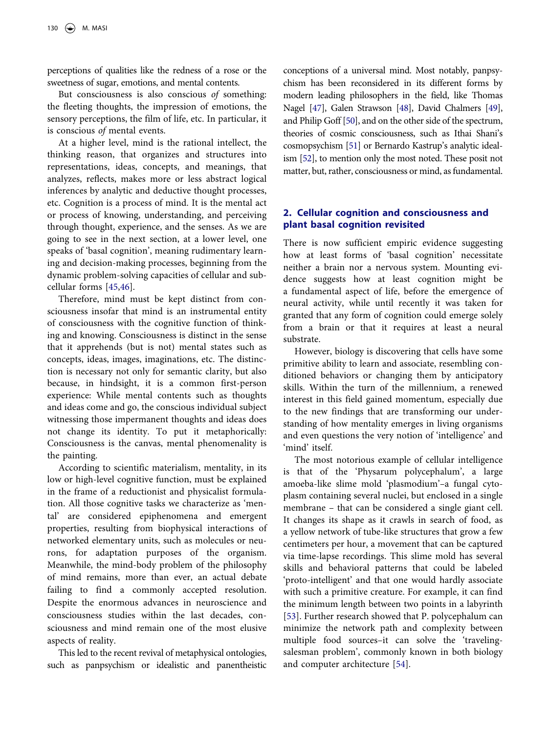perceptions of qualities like the redness of a rose or the sweetness of sugar, emotions, and mental contents.

But consciousness is also conscious *of* something: the fleeting thoughts, the impression of emotions, the sensory perceptions, the film of life, etc. In particular, it is conscious *of* mental events.

At a higher level, mind is the rational intellect, the thinking reason, that organizes and structures into representations, ideas, concepts, and meanings, that analyzes, reflects, makes more or less abstract logical inferences by analytic and deductive thought processes, etc. Cognition is a process of mind. It is the mental act or process of knowing, understanding, and perceiving through thought, experience, and the senses. As we are going to see in the next section, at a lower level, one speaks of 'basal cognition', meaning rudimentary learning and decision-making processes, beginning from the dynamic problem-solving capacities of cellular and sub-cellular forms [45,46].

Therefore, mind must be kept distinct from consciousness insofar that mind is an instrumental entity of consciousness with the cognitive function of thinking and knowing. Consciousness is distinct in the sense that it apprehends (but is not) mental states such as concepts, ideas, images, imaginations, etc. The distinction is necessary not only for semantic clarity, but also because, in hindsight, it is a common first-person experience: While mental contents such as thoughts and ideas come and go, the conscious individual subject witnessing those impermanent thoughts and ideas does not change its identity. To put it metaphorically: Consciousness is the canvas, mental phenomenality is the painting.

According to scientific materialism, mentality, in its low or high-level cognitive function, must be explained in the frame of a reductionist and physicalist formulation. All those cognitive tasks we characterize as 'mental' are considered epiphenomena and emergent properties, resulting from biophysical interactions of networked elementary units, such as molecules or neurons, for adaptation purposes of the organism. Meanwhile, the mind-body problem of the philosophy of mind remains, more than ever, an actual debate failing to find a commonly accepted resolution. Despite the enormous advances in neuroscience and consciousness studies within the last decades, consciousness and mind remain one of the most elusive aspects of reality.

This led to the recent revival of metaphysical ontologies, such as panpsychism or idealistic and panentheistic conceptions of a universal mind. Most notably, panpsychism has been reconsidered in its different forms by modern leading philosophers in the field, like Thomas Nagel [47], Galen Strawson [48], David Chalmers [49], and Philip Goff [50], and on the other side of the spectrum, theories of cosmic consciousness, such as Ithai Shani's cosmopsychism [51] or Bernardo Kastrup's analytic idealism [52], to mention only the most noted. These posit not matter, but, rather, consciousness or mind, as fundamental.

## 2. Cellular cognition and consciousness and plant basal cognition revisited

There is now sufficient empiric evidence suggesting how at least forms of 'basal cognition' necessitate neither a brain nor a nervous system. Mounting evidence suggests how at least cognition might be a fundamental aspect of life, before the emergence of neural activity, while until recently it was taken for granted that any form of cognition could emerge solely from a brain or that it requires at least a neural substrate.

However, biology is discovering that cells have some primitive ability to learn and associate, resembling conditioned behaviors or changing them by anticipatory skills. Within the turn of the millennium, a renewed interest in this field gained momentum, especially due to the new findings that are transforming our understanding of how mentality emerges in living organisms and even questions the very notion of 'intelligence' and 'mind' itself.

The most notorious example of cellular intelligence is that of the 'Physarum polycephalum', a large amoeba-like slime mold 'plasmodium'–a fungal cytoplasm containing several nuclei, but enclosed in a single membrane – that can be considered a single giant cell. It changes its shape as it crawls in search of food, as a yellow network of tube-like structures that grow a few centimeters per hour, a movement that can be captured via time-lapse recordings. This slime mold has several skills and behavioral patterns that could be labeled 'proto-intelligent' and that one would hardly associate with such a primitive creature. For example, it can find the minimum length between two points in a labyrinth [53]. Further research showed that P. polycephalum can minimize the network path and complexity between multiple food sources–it can solve the 'traveling-salesman problem', commonly known in both biology and computer architecture [54].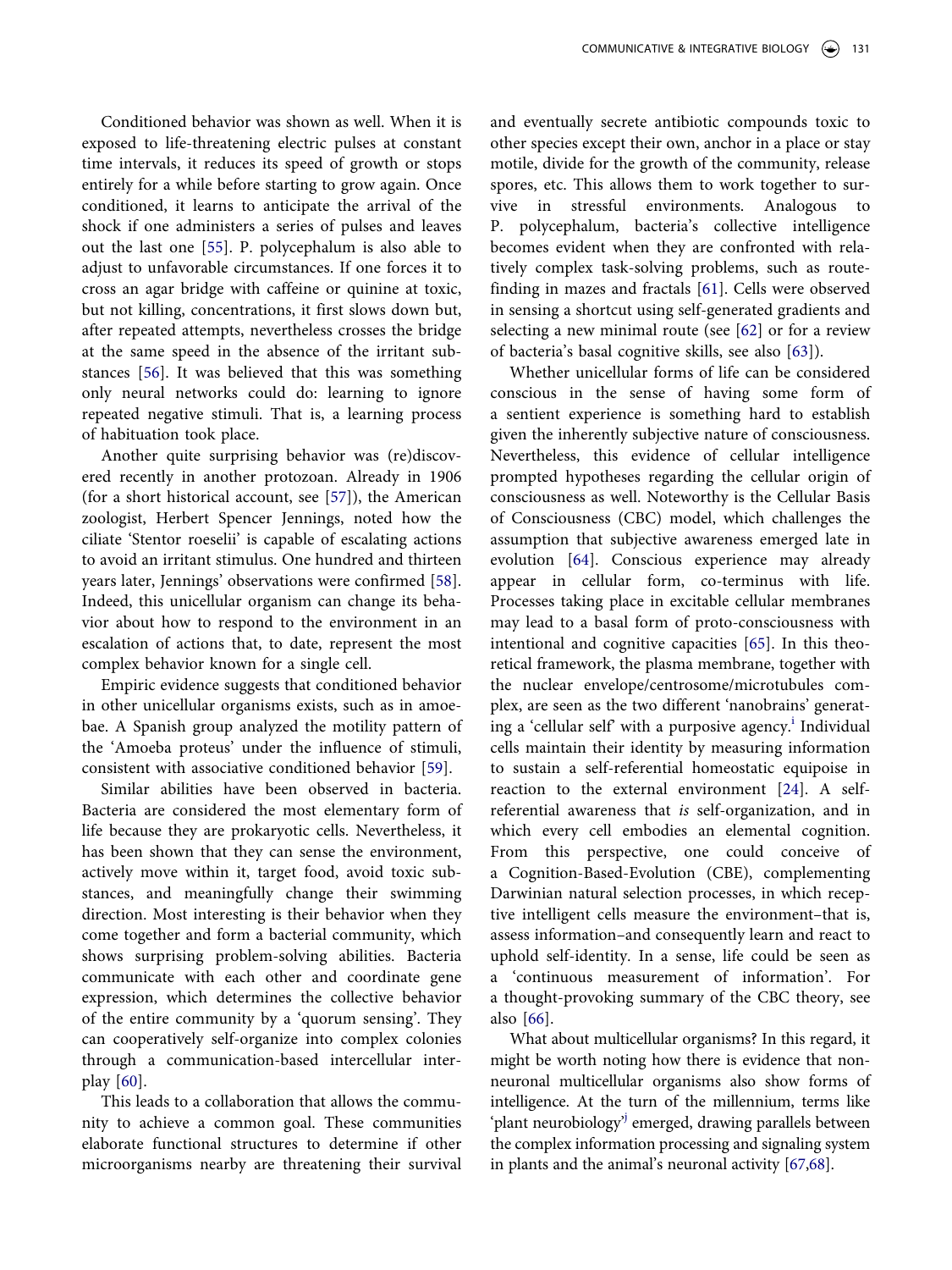Conditioned behavior was shown as well. When it is exposed to life-threatening electric pulses at constant time intervals, it reduces its speed of growth or stops entirely for a while before starting to grow again. Once conditioned, it learns to anticipate the arrival of the shock if one administers a series of pulses and leaves out the last one [55]. P. polycephalum is also able to adjust to unfavorable circumstances. If one forces it to cross an agar bridge with caffeine or quinine at toxic, but not killing, concentrations, it first slows down but, after repeated attempts, nevertheless crosses the bridge at the same speed in the absence of the irritant substances [56]. It was believed that this was something only neural networks could do: learning to ignore repeated negative stimuli. That is, a learning process of habituation took place.

Another quite surprising behavior was (re)discovered recently in another protozoan. Already in 1906 (for a short historical account, see [57]), the American zoologist, Herbert Spencer Jennings, noted how the ciliate 'Stentor roeselii' is capable of escalating actions to avoid an irritant stimulus. One hundred and thirteen years later, Jennings' observations were confirmed [58]. Indeed, this unicellular organism can change its behavior about how to respond to the environment in an escalation of actions that, to date, represent the most complex behavior known for a single cell.

Empiric evidence suggests that conditioned behavior in other unicellular organisms exists, such as in amoebae. A Spanish group analyzed the motility pattern of the 'Amoeba proteus' under the influence of stimuli, consistent with associative conditioned behavior [59].

Similar abilities have been observed in bacteria. Bacteria are considered the most elementary form of life because they are prokaryotic cells. Nevertheless, it has been shown that they can sense the environment, actively move within it, target food, avoid toxic substances, and meaningfully change their swimming direction. Most interesting is their behavior when they come together and form a bacterial community, which shows surprising problem-solving abilities. Bacteria communicate with each other and coordinate gene expression, which determines the collective behavior of the entire community by a 'quorum sensing'. They can cooperatively self-organize into complex colonies through a communication-based intercellular interplay [60].

This leads to a collaboration that allows the community to achieve a common goal. These communities elaborate functional structures to determine if other microorganisms nearby are threatening their survival and eventually secrete antibiotic compounds toxic to other species except their own, anchor in a place or stay motile, divide for the growth of the community, release spores, etc. This allows them to work together to survive in stressful environments. Analogous to P. polycephalum, bacteria's collective intelligence becomes evident when they are confronted with relatively complex task-solving problems, such as route-finding in mazes and fractals [61]. Cells were observed in sensing a shortcut using self-generated gradients and selecting a new minimal route (see [62] or for a review of bacteria's basal cognitive skills, see also [63]).

Whether unicellular forms of life can be considered conscious in the sense of having some form of a sentient experience is something hard to establish given the inherently subjective nature of consciousness. Nevertheless, this evidence of cellular intelligence prompted hypotheses regarding the cellular origin of consciousness as well. Noteworthy is the Cellular Basis of Consciousness (CBC) model, which challenges the assumption that subjective awareness emerged late in evolution [64]. Conscious experience may already appear in cellular form, co-terminus with life. Processes taking place in excitable cellular membranes may lead to a basal form of proto-consciousness with intentional and cognitive capacities [65]. In this theoretical framework, the plasma membrane, together with the nuclear envelope/centrosome/microtubules complex, are seen as the two different 'nanobrains' generating a 'cellular self' with a purposive agency.[i] Individual cells maintain their identity by measuring information to sustain a self-referential homeostatic equipoise in reaction to the external environment [24]. A self-referential awareness that *is* self-organization, and in which every cell embodies an elemental cognition. From this perspective, one could conceive of a Cognition-Based-Evolution (CBE), complementing Darwinian natural selection processes, in which receptive intelligent cells measure the environment–that is, assess information–and consequently learn and react to uphold self-identity. In a sense, life could be seen as a 'continuous measurement of information'. For a thought-provoking summary of the CBC theory, see also [66].

What about multicellular organisms? In this regard, it might be worth noting how there is evidence that non-neuronal multicellular organisms also show forms of intelligence. At the turn of the millennium, terms like 'plant neurobiology'[j] emerged, drawing parallels between the complex information processing and signaling system in plants and the animal's neuronal activity [67,68].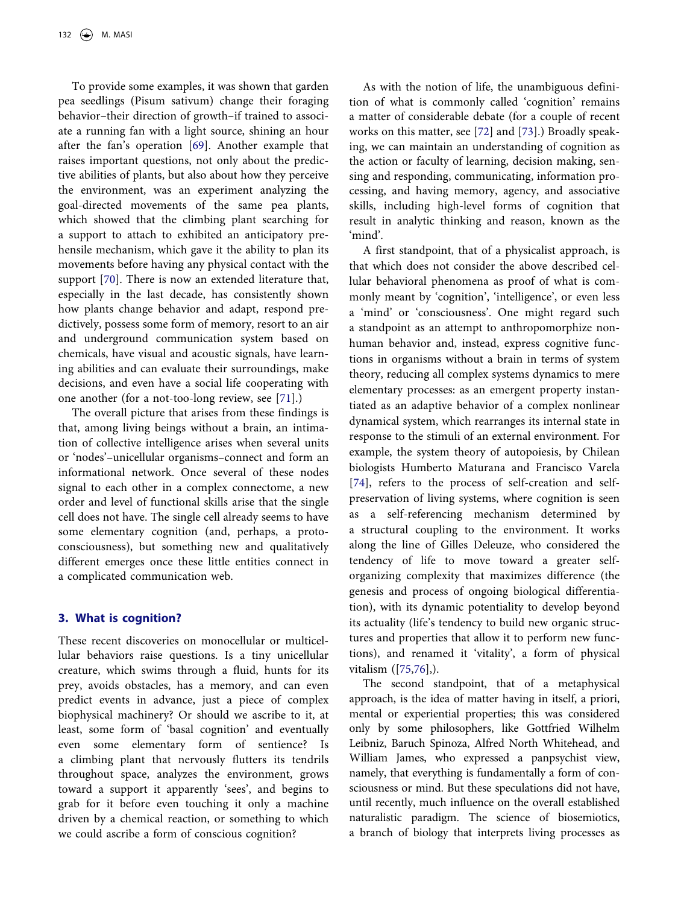To provide some examples, it was shown that garden pea seedlings (Pisum sativum) change their foraging behavior–their direction of growth–if trained to associate a running fan with a light source, shining an hour after the fan's operation [69]. Another example that raises important questions, not only about the predictive abilities of plants, but also about how they perceive the environment, was an experiment analyzing the goal-directed movements of the same pea plants, which showed that the climbing plant searching for a support to attach to exhibited an anticipatory prehensile mechanism, which gave it the ability to plan its movements before having any physical contact with the support [70]. There is now an extended literature that, especially in the last decade, has consistently shown how plants change behavior and adapt, respond predictively, possess some form of memory, resort to an air and underground communication system based on chemicals, have visual and acoustic signals, have learning abilities and can evaluate their surroundings, make decisions, and even have a social life cooperating with one another (for a not-too-long review, see [71].)

The overall picture that arises from these findings is that, among living beings without a brain, an intimation of collective intelligence arises when several units or 'nodes'–unicellular organisms–connect and form an informational network. Once several of these nodes signal to each other in a complex connectome, a new order and level of functional skills arise that the single cell does not have. The single cell already seems to have some elementary cognition (and, perhaps, a proto-consciousness), but something new and qualitatively different emerges once these little entities connect in a complicated communication web.

## 3. What is cognition?

These recent discoveries on monocellular or multicellular behaviors raise questions. Is a tiny unicellular creature, which swims through a fluid, hunts for its prey, avoids obstacles, has a memory, and can even predict events in advance, just a piece of complex biophysical machinery? Or should we ascribe to it, at least, some form of 'basal cognition' and eventually even some elementary form of sentience? Is a climbing plant that nervously flutters its tendrils throughout space, analyzes the environment, grows toward a support it apparently 'sees', and begins to grab for it before even touching it only a machine driven by a chemical reaction, or something to which we could ascribe a form of conscious cognition?

As with the notion of life, the unambiguous definition of what is commonly called 'cognition' remains a matter of considerable debate (for a couple of recent works on this matter, see [72] and [73].) Broadly speaking, we can maintain an understanding of cognition as the action or faculty of learning, decision making, sensing and responding, communicating, information processing, and having memory, agency, and associative skills, including high-level forms of cognition that result in analytic thinking and reason, known as the 'mind'.

A first standpoint, that of a physicalist approach, is that which does not consider the above described cellular behavioral phenomena as proof of what is commonly meant by 'cognition', 'intelligence', or even less a 'mind' or 'consciousness'. One might regard such a standpoint as an attempt to anthropomorphize nonhuman behavior and, instead, express cognitive functions in organisms without a brain in terms of system theory, reducing all complex systems dynamics to mere elementary processes: as an emergent property instantiated as an adaptive behavior of a complex nonlinear dynamical system, which rearranges its internal state in response to the stimuli of an external environment. For example, the system theory of autopoiesis, by Chilean biologists Humberto Maturana and Francisco Varela [74], refers to the process of self-creation and self-preservation of living systems, where cognition is seen as a self-referencing mechanism determined by a structural coupling to the environment. It works along the line of Gilles Deleuze, who considered the tendency of life to move toward a greater self-organizing complexity that maximizes difference (the genesis and process of ongoing biological differentiation), with its dynamic potentiality to develop beyond its actuality (life's tendency to build new organic structures and properties that allow it to perform new functions), and renamed it 'vitality', a form of physical vitalism ([75,76],).

The second standpoint, that of a metaphysical approach, is the idea of matter having in itself, a priori, mental or experiential properties; this was considered only by some philosophers, like Gottfried Wilhelm Leibniz, Baruch Spinoza, Alfred North Whitehead, and William James, who expressed a panpsychist view, namely, that everything is fundamentally a form of consciousness or mind. But these speculations did not have, until recently, much influence on the overall established naturalistic paradigm. The science of biosemiotics, a branch of biology that interprets living processes as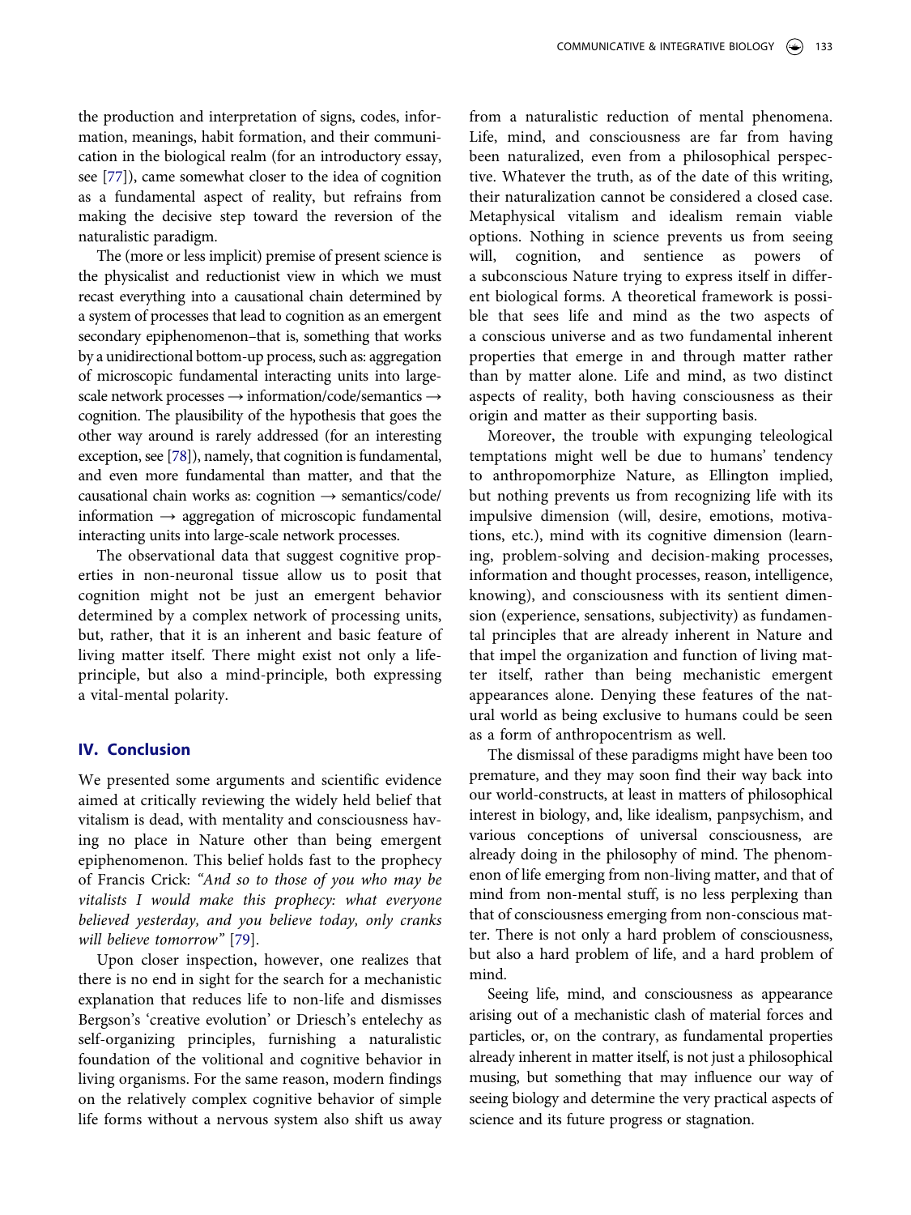the production and interpretation of signs, codes, information, meanings, habit formation, and their communication in the biological realm (for an introductory essay, see [77]), came somewhat closer to the idea of cognition as a fundamental aspect of reality, but refrains from making the decisive step toward the reversion of the naturalistic paradigm.

The (more or less implicit) premise of present science is the physicalist and reductionist view in which we must recast everything into a causational chain determined by a system of processes that lead to cognition as an emergent secondary epiphenomenon–that is, something that works by a unidirectional bottom-up process, such as: aggregation of microscopic fundamental interacting units into large-scale network processes → information/code/semantics → cognition. The plausibility of the hypothesis that goes the other way around is rarely addressed (for an interesting exception, see [78]), namely, that cognition is fundamental, and even more fundamental than matter, and that the causational chain works as: cognition → semantics/code/information → aggregation of microscopic fundamental interacting units into large-scale network processes.

The observational data that suggest cognitive properties in non-neuronal tissue allow us to posit that cognition might not be just an emergent behavior determined by a complex network of processing units, but, rather, that it is an inherent and basic feature of living matter itself. There might exist not only a life-principle, but also a mind-principle, both expressing a vital-mental polarity.

## IV. Conclusion

We presented some arguments and scientific evidence aimed at critically reviewing the widely held belief that vitalism is dead, with mentality and consciousness having no place in Nature other than being emergent epiphenomenon. This belief holds fast to the prophecy of Francis Crick: *"And so to those of you who may be vitalists I would make this prophecy: what everyone believed yesterday, and you believe today, only cranks will believe tomorrow"* [79].

Upon closer inspection, however, one realizes that there is no end in sight for the search for a mechanistic explanation that reduces life to non-life and dismisses Bergson's 'creative evolution' or Driesch's entelechy as self-organizing principles, furnishing a naturalistic foundation of the volitional and cognitive behavior in living organisms. For the same reason, modern findings on the relatively complex cognitive behavior of simple life forms without a nervous system also shift us away from a naturalistic reduction of mental phenomena. Life, mind, and consciousness are far from having been naturalized, even from a philosophical perspective. Whatever the truth, as of the date of this writing, their naturalization cannot be considered a closed case. Metaphysical vitalism and idealism remain viable options. Nothing in science prevents us from seeing will, cognition, and sentience as powers of a subconscious Nature trying to express itself in different biological forms. A theoretical framework is possible that sees life and mind as the two aspects of a conscious universe and as two fundamental inherent properties that emerge in and through matter rather than by matter alone. Life and mind, as two distinct aspects of reality, both having consciousness as their origin and matter as their supporting basis.

Moreover, the trouble with expunging teleological temptations might well be due to humans' tendency to anthropomorphize Nature, as Ellington implied, but nothing prevents us from recognizing life with its impulsive dimension (will, desire, emotions, motivations, etc.), mind with its cognitive dimension (learning, problem-solving and decision-making processes, information and thought processes, reason, intelligence, knowing), and consciousness with its sentient dimension (experience, sensations, subjectivity) as fundamental principles that are already inherent in Nature and that impel the organization and function of living matter itself, rather than being mechanistic emergent appearances alone. Denying these features of the natural world as being exclusive to humans could be seen as a form of anthropocentrism as well.

The dismissal of these paradigms might have been too premature, and they may soon find their way back into our world-constructs, at least in matters of philosophical interest in biology, and, like idealism, panpsychism, and various conceptions of universal consciousness, are already doing in the philosophy of mind. The phenomenon of life emerging from non-living matter, and that of mind from non-mental stuff, is no less perplexing than that of consciousness emerging from non-conscious matter. There is not only a hard problem of consciousness, but also a hard problem of life, and a hard problem of mind.

Seeing life, mind, and consciousness as appearance arising out of a mechanistic clash of material forces and particles, or, on the contrary, as fundamental properties already inherent in matter itself, is not just a philosophical musing, but something that may influence our way of seeing biology and determine the very practical aspects of science and its future progress or stagnation.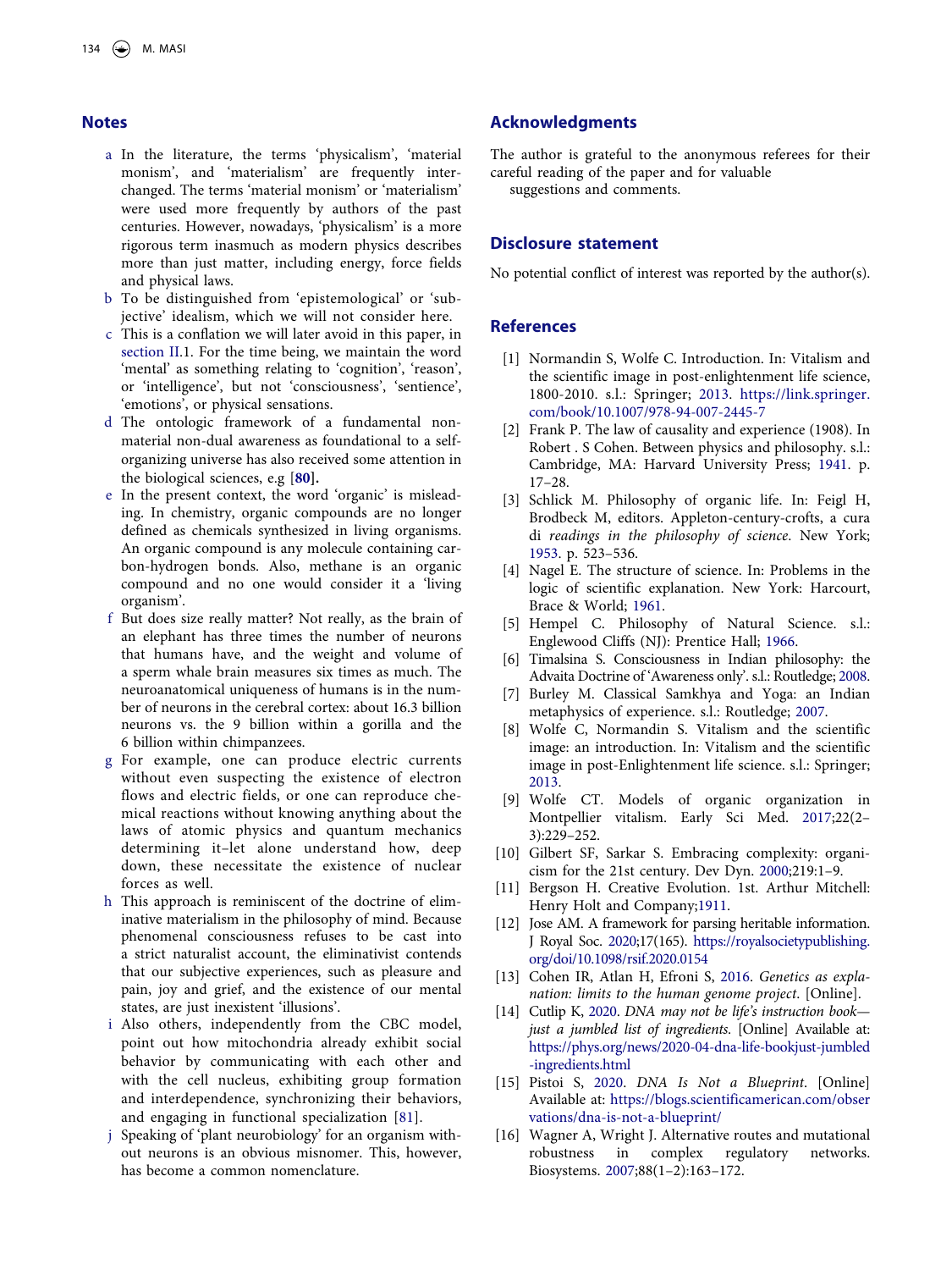## Notes

- a In the literature, the terms 'physicalism', 'material monism', and 'materialism' are frequently interchanged. The terms 'material monism' or 'materialism' were used more frequently by authors of the past centuries. However, nowadays, 'physicalism' is a more rigorous term inasmuch as modern physics describes more than just matter, including energy, force fields and physical laws.
- b To be distinguished from 'epistemological' or 'subjective' idealism, which we will not consider here.
- c This is a conflation we will later avoid in this paper, in section II.1. For the time being, we maintain the word 'mental' as something relating to 'cognition', 'reason', or 'intelligence', but not 'consciousness', 'sentience', 'emotions', or physical sensations.
- d The ontologic framework of a fundamental non-material non-dual awareness as foundational to a self-organizing universe has also received some attention in the biological sciences, e.g [**80**].
- e In the present context, the word 'organic' is misleading. In chemistry, organic compounds are no longer defined as chemicals synthesized in living organisms. An organic compound is any molecule containing carbon-hydrogen bonds. Also, methane is an organic compound and no one would consider it a 'living organism'.
- f But does size really matter? Not really, as the brain of an elephant has three times the number of neurons that humans have, and the weight and volume of a sperm whale brain measures six times as much. The neuroanatomical uniqueness of humans is in the number of neurons in the cerebral cortex: about 16.3 billion neurons vs. the 9 billion within a gorilla and the 6 billion within chimpanzees.
- g For example, one can produce electric currents without even suspecting the existence of electron flows and electric fields, or one can reproduce chemical reactions without knowing anything about the laws of atomic physics and quantum mechanics determining it–let alone understand how, deep down, these necessitate the existence of nuclear forces as well.
- h This approach is reminiscent of the doctrine of eliminative materialism in the philosophy of mind. Because phenomenal consciousness refuses to be cast into a strict naturalist account, the eliminativist contends that our subjective experiences, such as pleasure and pain, joy and grief, and the existence of our mental states, are just inexistent 'illusions'.
- i Also others, independently from the CBC model, point out how mitochondria already exhibit social behavior by communicating with each other and with the cell nucleus, exhibiting group formation and interdependence, synchronizing their behaviors, and engaging in functional specialization [81].
- j Speaking of 'plant neurobiology' for an organism without neurons is an obvious misnomer. This, however, has become a common nomenclature.

## Acknowledgments

The author is grateful to the anonymous referees for their careful reading of the paper and for valuable suggestions and comments.

## Disclosure statement

No potential conflict of interest was reported by the author(s).

## References

[1] Normandin S, Wolfe C. Introduction. In: Vitalism and the scientific image in post-enlightenment life science, 1800-2010. s.l.: Springer; 2013. https://link.springer.com/book/10.1007/978-94-007-2445-7

[2] Frank P. The law of causality and experience (1908). In Robert . S Cohen. Between physics and philosophy. s.l.: Cambridge, MA: Harvard University Press; 1941. p. 17–28.

[3] Schlick M. Philosophy of organic life. In: Feigl H, Brodbeck M, editors. Appleton-century-crofts, a cura di *readings in the philosophy of science*. New York; 1953. p. 523–536.

[4] Nagel E. The structure of science. In: Problems in the logic of scientific explanation. New York: Harcourt, Brace & World; 1961.

[5] Hempel C. Philosophy of Natural Science. s.l.: Englewood Cliffs (NJ): Prentice Hall; 1966.

[6] Timalsina S. Consciousness in Indian philosophy: the Advaita Doctrine of 'Awareness only'. s.l.: Routledge; 2008.

[7] Burley M. Classical Samkhya and Yoga: an Indian metaphysics of experience. s.l.: Routledge; 2007.

[8] Wolfe C, Normandin S. Vitalism and the scientific image: an introduction. In: Vitalism and the scientific image in post-Enlightenment life science. s.l.: Springer; 2013.

[9] Wolfe CT. Models of organic organization in Montpellier vitalism. Early Sci Med. 2017;22(2–3):229–252.

[10] Gilbert SF, Sarkar S. Embracing complexity: organicism for the 21st century. Dev Dyn. 2000;219:1–9.

[11] Bergson H. Creative Evolution. 1st. Arthur Mitchell: Henry Holt and Company;1911.

[12] Jose AM. A framework for parsing heritable information. J Royal Soc. 2020;17(165). https://royalsocietypublishing.org/doi/10.1098/rsif.2020.0154

[13] Cohen IR, Atlan H, Efroni S, 2016. *Genetics as explanation: limits to the human genome project*. [Online].

[14] Cutlip K, 2020. *DNA may not be life's instruction book—just a jumbled list of ingredients*. [Online] Available at: https://phys.org/news/2020-04-dna-life-bookjust-jumbled-ingredients.html

[15] Pistoi S, 2020. *DNA Is Not a Blueprint*. [Online] Available at: https://blogs.scientificamerican.com/observations/dna-is-not-a-blueprint/

[16] Wagner A, Wright J. Alternative routes and mutational robustness in complex regulatory networks. Biosystems. 2007;88(1–2):163–172.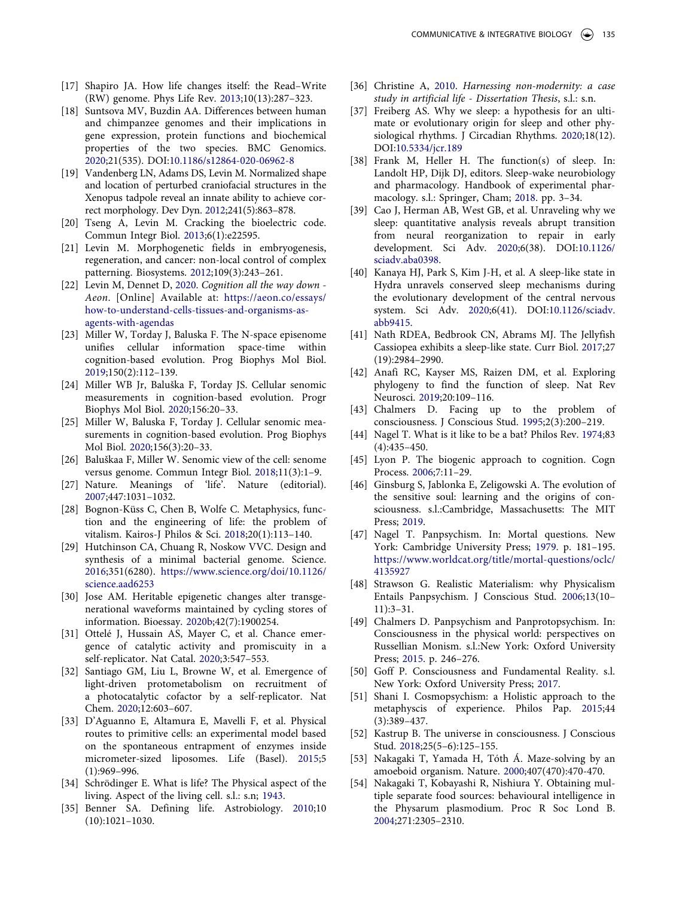[17] Shapiro JA. How life changes itself: the Read–Write (RW) genome. Phys Life Rev. 2013;10(13):287–323.

[18] Suntsova MV, Buzdin AA. Differences between human and chimpanzee genomes and their implications in gene expression, protein functions and biochemical properties of the two species. BMC Genomics. 2020;21(535). DOI:10.1186/s12864-020-06962-8

[19] Vandenberg LN, Adams DS, Levin M. Normalized shape and location of perturbed craniofacial structures in the Xenopus tadpole reveal an innate ability to achieve correct morphology. Dev Dyn. 2012;241(5):863–878.

[20] Tseng A, Levin M. Cracking the bioelectric code. Commun Integr Biol. 2013;6(1):e22595.

[21] Levin M. Morphogenetic fields in embryogenesis, regeneration, and cancer: non-local control of complex patterning. Biosystems. 2012;109(3):243–261.

[22] Levin M, Dennet D, 2020. *Cognition all the way down - Aeon*. [Online] Available at: https://aeon.co/essays/how-to-understand-cells-tissues-and-organisms-as-agents-with-agendas

[23] Miller W, Torday J, Baluska F. The N-space episenome unifies cellular information space-time within cognition-based evolution. Prog Biophys Mol Biol. 2019;150(2):112–139.

[24] Miller WB Jr, Baluška F, Torday JS. Cellular senomic measurements in cognition-based evolution. Progr Biophys Mol Biol. 2020;156:20–33.

[25] Miller W, Baluska F, Torday J. Cellular senomic measurements in cognition-based evolution. Prog Biophys Mol Biol. 2020;156(3):20–33.

[26] Baluškaa F, Miller W. Senomic view of the cell: senome versus genome. Commun Integr Biol. 2018;11(3):1–9.

[27] Nature. Meanings of 'life'. Nature (editorial). 2007;447:1031–1032.

[28] Bognon-Küss C, Chen B, Wolfe C. Metaphysics, function and the engineering of life: the problem of vitalism. Kairos-J Philos & Sci. 2018;20(1):113–140.

[29] Hutchinson CA, Chuang R, Noskow VVC. Design and synthesis of a minimal bacterial genome. Science. 2016;351(6280). https://www.science.org/doi/10.1126/science.aad6253

[30] Jose AM. Heritable epigenetic changes alter transgenerational waveforms maintained by cycling stores of information. Bioessay. 2020b;42(7):1900254.

[31] Ottelé J, Hussain AS, Mayer C, et al. Chance emergence of catalytic activity and promiscuity in a self-replicator. Nat Catal. 2020;3:547–553.

[32] Santiago GM, Liu L, Browne W, et al. Emergence of light-driven protometabolism on recruitment of a photocatalytic cofactor by a self-replicator. Nat Chem. 2020;12:603–607.

[33] D'Aguanno E, Altamura E, Mavelli F, et al. Physical routes to primitive cells: an experimental model based on the spontaneous entrapment of enzymes inside micrometer-sized liposomes. Life (Basel). 2015;5(1):969–996.

[34] Schrödinger E. What is life? The Physical aspect of the living. Aspect of the living cell. s.l.: s.n; 1943.

[35] Benner SA. Defining life. Astrobiology. 2010;10(10):1021–1030.

[36] Christine A, 2010. *Harnessing non-modernity: a case study in artificial life - Dissertation Thesis*, s.l.: s.n.

[37] Freiberg AS. Why we sleep: a hypothesis for an ultimate or evolutionary origin for sleep and other physiological rhythms. J Circadian Rhythms. 2020;18(12). DOI:10.5334/jcr.189

[38] Frank M, Heller H. The function(s) of sleep. In: Landolt HP, Dijk DJ, editors. Sleep-wake neurobiology and pharmacology. Handbook of experimental pharmacology. s.l.: Springer, Cham; 2018. pp. 3–34.

[39] Cao J, Herman AB, West GB, et al. Unraveling why we sleep: quantitative analysis reveals abrupt transition from neural reorganization to repair in early development. Sci Adv. 2020;6(38). DOI:10.1126/sciadv.aba0398.

[40] Kanaya HJ, Park S, Kim J-H, et al. A sleep-like state in Hydra unravels conserved sleep mechanisms during the evolutionary development of the central nervous system. Sci Adv. 2020;6(41). DOI:10.1126/sciadv.abb9415.

[41] Nath RDEA, Bedbrook CN, Abrams MJ. The Jellyfish Cassiopea exhibits a sleep-like state. Curr Biol. 2017;27(19):2984–2990.

[42] Anafi RC, Kayser MS, Raizen DM, et al. Exploring phylogeny to find the function of sleep. Nat Rev Neurosci. 2019;20:109–116.

[43] Chalmers D. Facing up to the problem of consciousness. J Conscious Stud. 1995;2(3):200–219.

[44] Nagel T. What is it like to be a bat? Philos Rev. 1974;83(4):435–450.

[45] Lyon P. The biogenic approach to cognition. Cogn Process. 2006;7:11–29.

[46] Ginsburg S, Jablonka E, Zeligowski A. The evolution of the sensitive soul: learning and the origins of consciousness. s.l.:Cambridge, Massachusetts: The MIT Press; 2019.

[47] Nagel T. Panpsychism. In: Mortal questions. New York: Cambridge University Press; 1979. p. 181–195. https://www.worldcat.org/title/mortal-questions/oclc/4135927

[48] Strawson G. Realistic Materialism: why Physicalism Entails Panpsychism. J Conscious Stud. 2006;13(10–11):3–31.

[49] Chalmers D. Panpsychism and Panprotopsychism. In: Consciousness in the physical world: perspectives on Russellian Monism. s.l.:New York: Oxford University Press; 2015. p. 246–276.

[50] Goff P. Consciousness and Fundamental Reality. s.l. New York: Oxford University Press; 2017.

[51] Shani I. Cosmopsychism: a Holistic approach to the metaphyscis of experience. Philos Pap. 2015;44(3):389–437.

[52] Kastrup B. The universe in consciousness. J Conscious Stud. 2018;25(5–6):125–155.

[53] Nakagaki T, Yamada H, Tóth Á. Maze-solving by an amoeboid organism. Nature. 2000;407(470):470-470.

[54] Nakagaki T, Kobayashi R, Nishiura Y. Obtaining multiple separate food sources: behavioural intelligence in the Physarum plasmodium. Proc R Soc Lond B. 2004;271:2305–2310.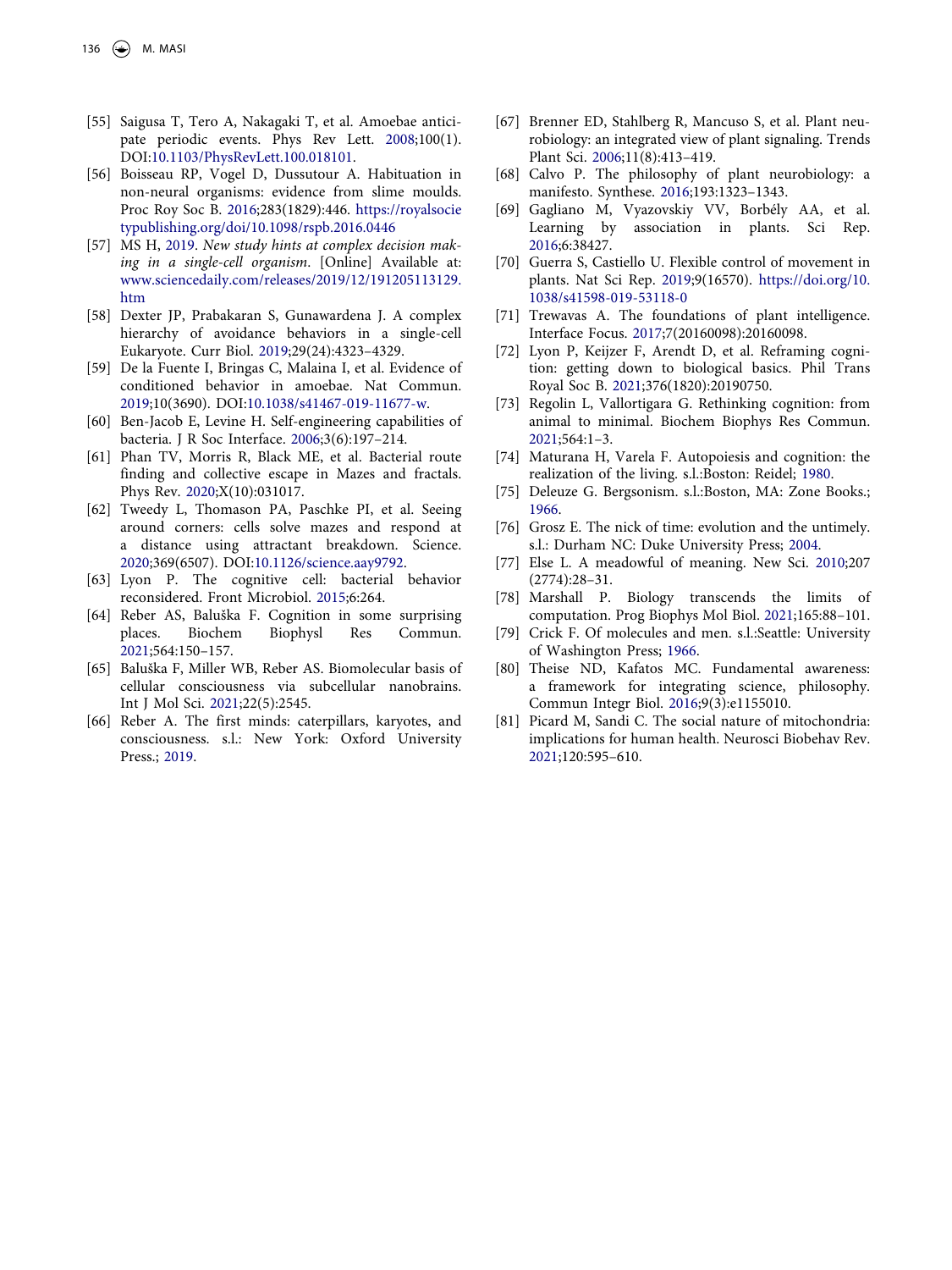[55] Saigusa T, Tero A, Nakagaki T, et al. Amoebae anticipate periodic events. Phys Rev Lett. 2008;100(1). DOI:10.1103/PhysRevLett.100.018101.

[56] Boisseau RP, Vogel D, Dussutour A. Habituation in non-neural organisms: evidence from slime moulds. Proc Roy Soc B. 2016;283(1829):446. https://royalsocietypublishing.org/doi/10.1098/rspb.2016.0446

[57] MS H, 2019. *New study hints at complex decision making in a single-cell organism*. [Online] Available at: www.sciencedaily.com/releases/2019/12/191205113129.htm

[58] Dexter JP, Prabakaran S, Gunawardena J. A complex hierarchy of avoidance behaviors in a single-cell Eukaryote. Curr Biol. 2019;29(24):4323–4329.

[59] De la Fuente I, Bringas C, Malaina I, et al. Evidence of conditioned behavior in amoebae. Nat Commun. 2019;10(3690). DOI:10.1038/s41467-019-11677-w.

[60] Ben-Jacob E, Levine H. Self-engineering capabilities of bacteria. J R Soc Interface. 2006;3(6):197–214.

[61] Phan TV, Morris R, Black ME, et al. Bacterial route finding and collective escape in Mazes and fractals. Phys Rev. 2020;X(10):031017.

[62] Tweedy L, Thomason PA, Paschke PI, et al. Seeing around corners: cells solve mazes and respond at a distance using attractant breakdown. Science. 2020;369(6507). DOI:10.1126/science.aay9792.

[63] Lyon P. The cognitive cell: bacterial behavior reconsidered. Front Microbiol. 2015;6:264.

[64] Reber AS, Baluška F. Cognition in some surprising places. Biochem Biophysl Res Commun. 2021;564:150–157.

[65] Baluška F, Miller WB, Reber AS. Biomolecular basis of cellular consciousness via subcellular nanobrains. Int J Mol Sci. 2021;22(5):2545.

[66] Reber A. The first minds: caterpillars, karyotes, and consciousness. s.l.: New York: Oxford University Press.; 2019.

[67] Brenner ED, Stahlberg R, Mancuso S, et al. Plant neurobiology: an integrated view of plant signaling. Trends Plant Sci. 2006;11(8):413–419.

[68] Calvo P. The philosophy of plant neurobiology: a manifesto. Synthese. 2016;193:1323–1343.

[69] Gagliano M, Vyazovskiy VV, Borbély AA, et al. Learning by association in plants. Sci Rep. 2016;6:38427.

[70] Guerra S, Castiello U. Flexible control of movement in plants. Nat Sci Rep. 2019;9(16570). https://doi.org/10.1038/s41598-019-53118-0

[71] Trewavas A. The foundations of plant intelligence. Interface Focus. 2017;7(20160098):20160098.

[72] Lyon P, Keijzer F, Arendt D, et al. Reframing cognition: getting down to biological basics. Phil Trans Royal Soc B. 2021;376(1820):20190750.

[73] Regolin L, Vallortigara G. Rethinking cognition: from animal to minimal. Biochem Biophys Res Commun. 2021;564:1–3.

[74] Maturana H, Varela F. Autopoiesis and cognition: the realization of the living. s.l.:Boston: Reidel; 1980.

[75] Deleuze G. Bergsonism. s.l.:Boston, MA: Zone Books.; 1966.

[76] Grosz E. The nick of time: evolution and the untimely. s.l.: Durham NC: Duke University Press; 2004.

[77] Else L. A meadowful of meaning. New Sci. 2010;207(2774):28–31.

[78] Marshall P. Biology transcends the limits of computation. Prog Biophys Mol Biol. 2021;165:88–101.

[79] Crick F. Of molecules and men. s.l.:Seattle: University of Washington Press; 1966.

[80] Theise ND, Kafatos MC. Fundamental awareness: a framework for integrating science, philosophy. Commun Integr Biol. 2016;9(3):e1155010.

[81] Picard M, Sandi C. The social nature of mitochondria: implications for human health. Neurosci Biobehav Rev. 2021;120:595–610.